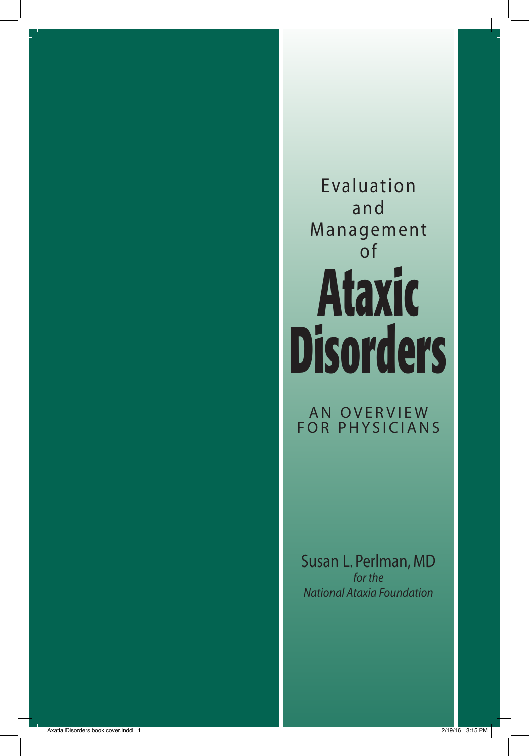# Evaluation and Management of Ataxic Disorders

## AN OVERVIEW FOR PHYSICIANS

Susan L. Perlman, MD

*for the National Ataxia Foundation*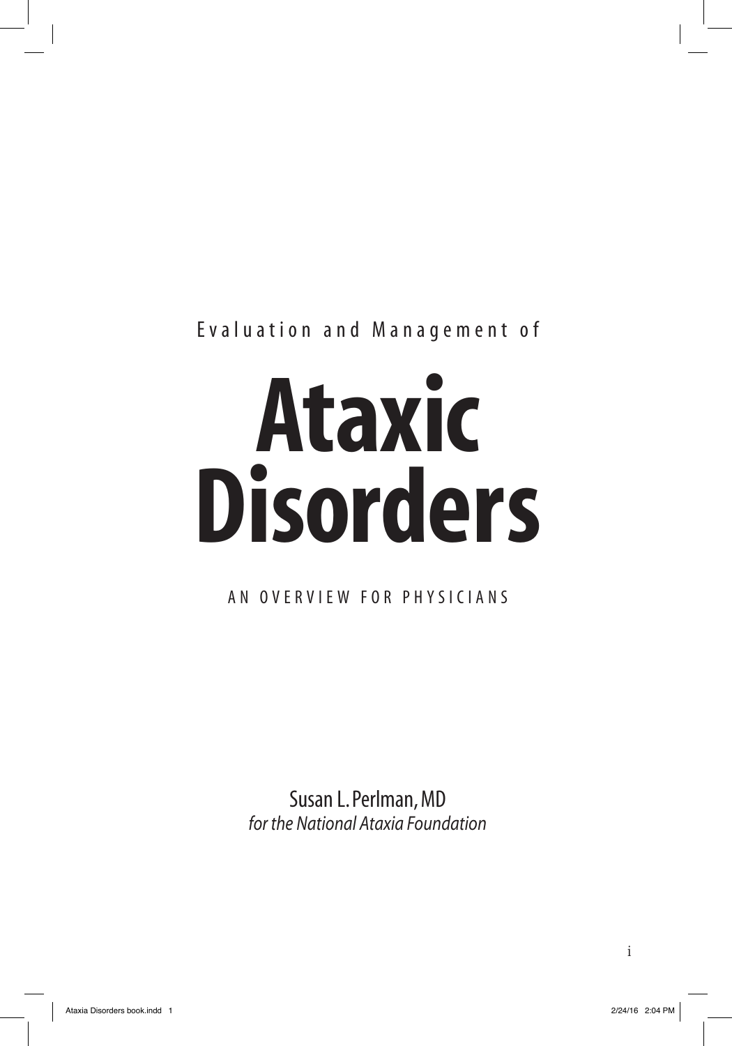Evaluation and Management of

# Ataxic Disorders

AN OVERVIEW FOR PHYSICIANS

Susan L. Perlman, MD
*for the National Ataxia Foundation*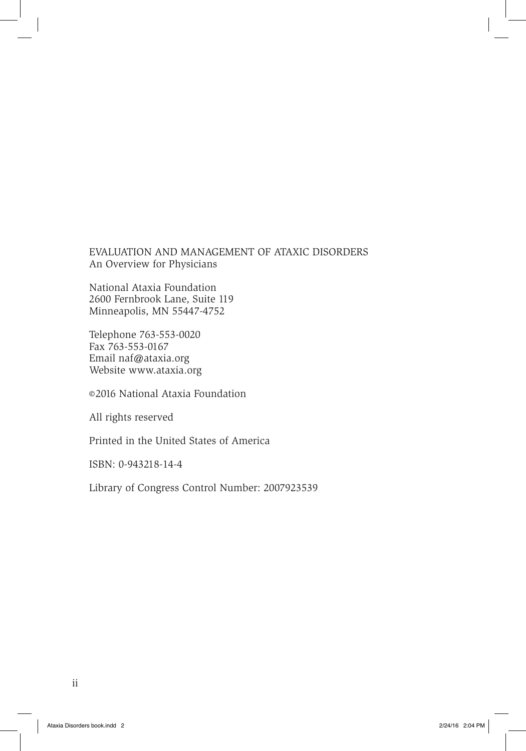EVALUATION AND MANAGEMENT OF ATAXIC DISORDERS
An Overview for Physicians

National Ataxia Foundation
2600 Fernbrook Lane, Suite 119
Minneapolis, MN 55447-4752

Telephone 763-553-0020
Fax 763-553-0167
Email naf@ataxia.org
Website www.ataxia.org

©2016 National Ataxia Foundation

All rights reserved

Printed in the United States of America

ISBN: 0-943218-14-4

Library of Congress Control Number: 2007923539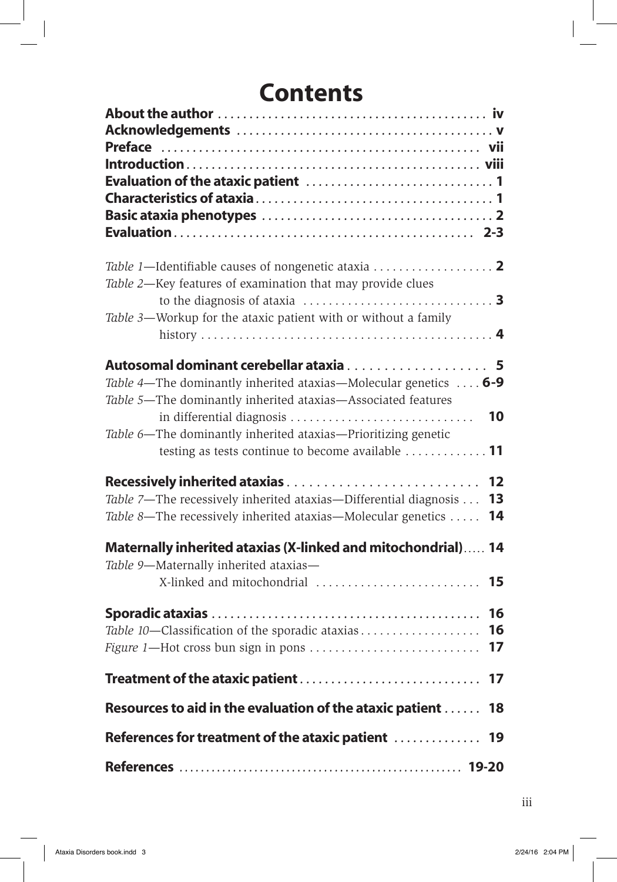# Contents

**About the author** .......................................... **iv**
**Acknowledgements** .......................................... **v**
**Preface** .......................................... **vii**
**Introduction** .......................................... **viii**
**Evaluation of the ataxic patient** .......................................... **1**
**Characteristics of ataxia** .......................................... **1**
**Basic ataxia phenotypes** .......................................... **2**
**Evaluation** .......................................... **2-3**

*Table 1*—Identifiable causes of nongenetic ataxia .......................................... **2**
*Table 2*—Key features of examination that may provide clues to the diagnosis of ataxia .......................................... **3**
*Table 3*—Workup for the ataxic patient with or without a family history .......................................... **4**

**Autosomal dominant cerebellar ataxia** .......................................... **5**
*Table 4*—The dominantly inherited ataxias—Molecular genetics .......................................... **6-9**
*Table 5*—The dominantly inherited ataxias—Associated features in differential diagnosis .......................................... **10**
*Table 6*—The dominantly inherited ataxias—Prioritizing genetic testing as tests continue to become available .......................................... **11**

**Recessively inherited ataxias** .......................................... **12**
*Table 7*—The recessively inherited ataxias—Differential diagnosis .......................................... **13**
*Table 8*—The recessively inherited ataxias—Molecular genetics .......................................... **14**

**Maternally inherited ataxias (X-linked and mitochondrial)** .......................................... **14**
*Table 9*—Maternally inherited ataxias—X-linked and mitochondrial .......................................... **15**

**Sporadic ataxias** .......................................... **16**
*Table 10*—Classification of the sporadic ataxias .......................................... **16**
*Figure 1*—Hot cross bun sign in pons .......................................... **17**

**Treatment of the ataxic patient** .......................................... **17**

**Resources to aid in the evaluation of the ataxic patient** .......................................... **18**

**References for treatment of the ataxic patient** .......................................... **19**

**References** .......................................... **19-20**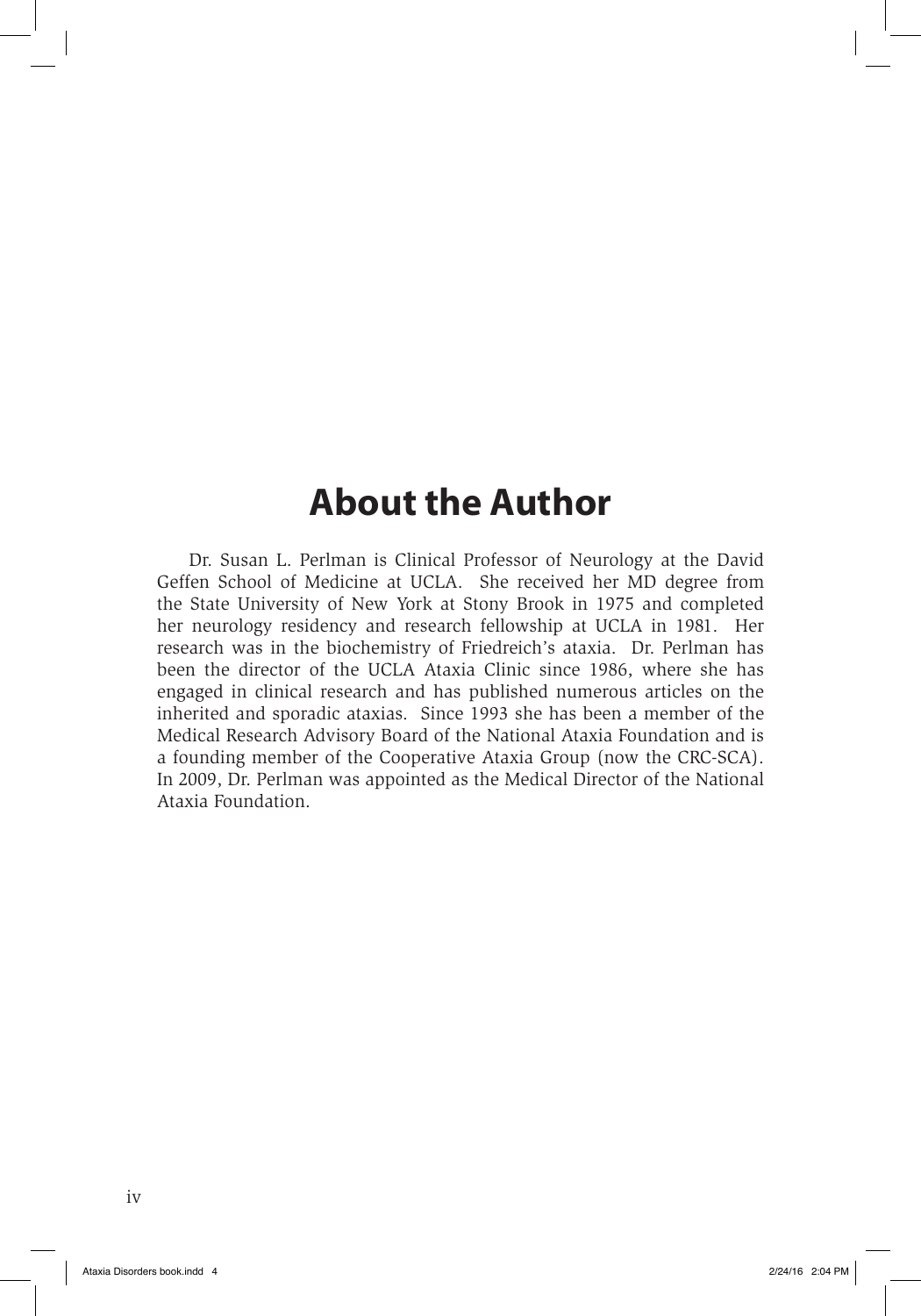# About the Author

Dr. Susan L. Perlman is Clinical Professor of Neurology at the David Geffen School of Medicine at UCLA. She received her MD degree from the State University of New York at Stony Brook in 1975 and completed her neurology residency and research fellowship at UCLA in 1981. Her research was in the biochemistry of Friedreich's ataxia. Dr. Perlman has been the director of the UCLA Ataxia Clinic since 1986, where she has engaged in clinical research and has published numerous articles on the inherited and sporadic ataxias. Since 1993 she has been a member of the Medical Research Advisory Board of the National Ataxia Foundation and is a founding member of the Cooperative Ataxia Group (now the CRC-SCA). In 2009, Dr. Perlman was appointed as the Medical Director of the National Ataxia Foundation.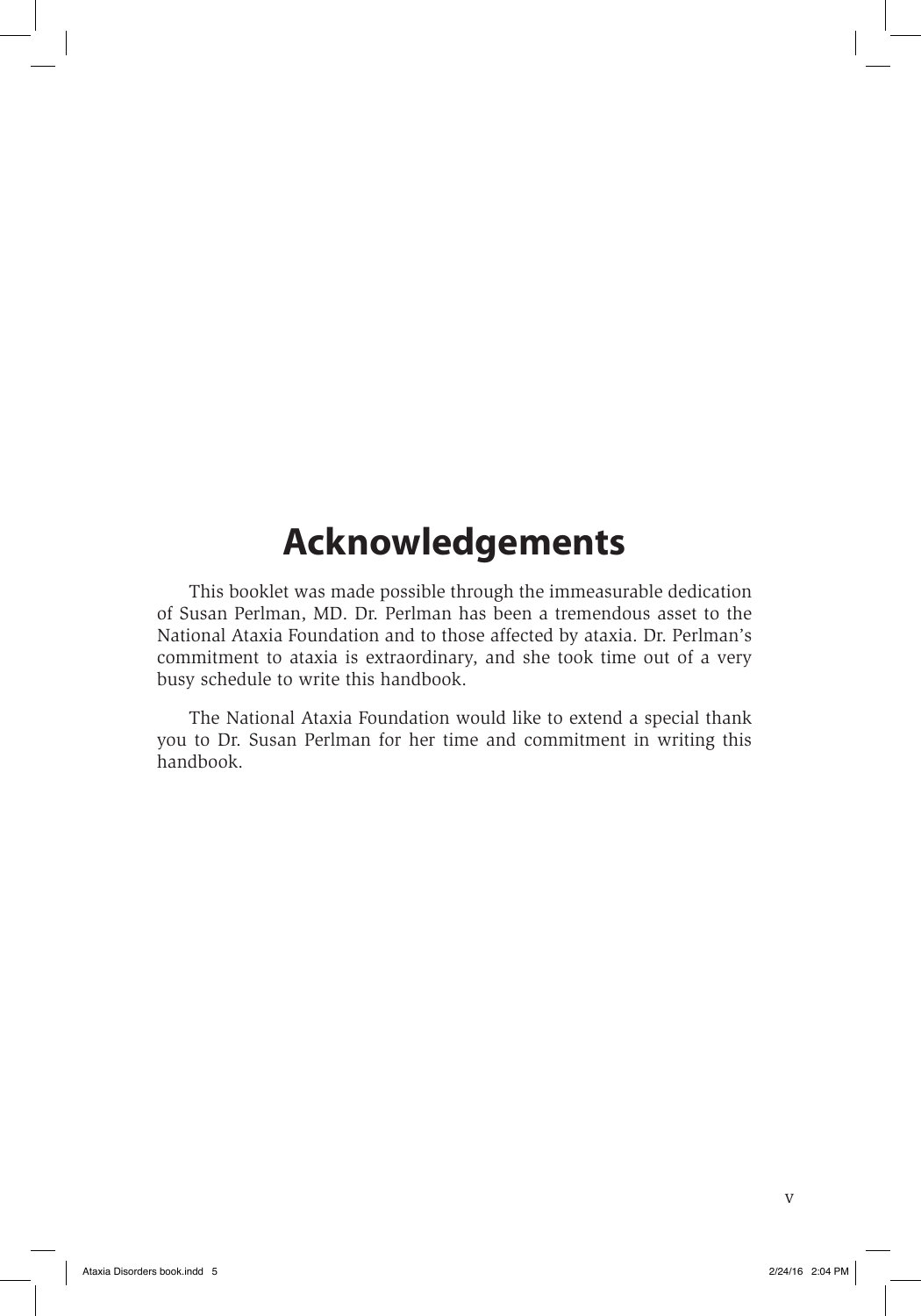# Acknowledgements

This booklet was made possible through the immeasurable dedication of Susan Perlman, MD. Dr. Perlman has been a tremendous asset to the National Ataxia Foundation and to those affected by ataxia. Dr. Perlman's commitment to ataxia is extraordinary, and she took time out of a very busy schedule to write this handbook.

The National Ataxia Foundation would like to extend a special thank you to Dr. Susan Perlman for her time and commitment in writing this handbook.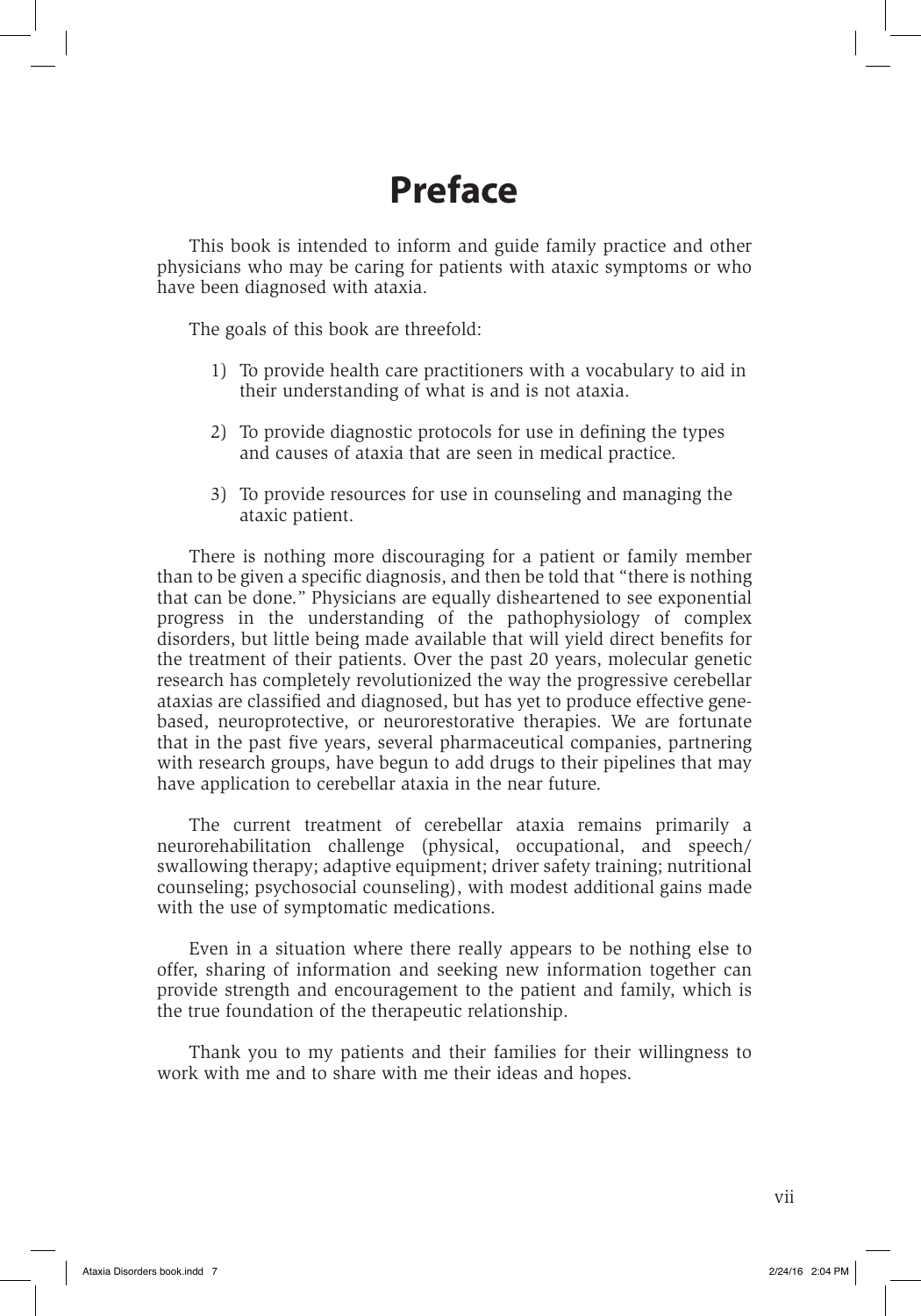# Preface

This book is intended to inform and guide family practice and other physicians who may be caring for patients with ataxic symptoms or who have been diagnosed with ataxia.

The goals of this book are threefold:

1) To provide health care practitioners with a vocabulary to aid in their understanding of what is and is not ataxia.
2) To provide diagnostic protocols for use in defining the types and causes of ataxia that are seen in medical practice.
3) To provide resources for use in counseling and managing the ataxic patient.

There is nothing more discouraging for a patient or family member than to be given a specific diagnosis, and then be told that "there is nothing that can be done." Physicians are equally disheartened to see exponential progress in the understanding of the pathophysiology of complex disorders, but little being made available that will yield direct benefits for the treatment of their patients. Over the past 20 years, molecular genetic research has completely revolutionized the way the progressive cerebellar ataxias are classified and diagnosed, but has yet to produce effective gene-based, neuroprotective, or neurorestorative therapies. We are fortunate that in the past five years, several pharmaceutical companies, partnering with research groups, have begun to add drugs to their pipelines that may have application to cerebellar ataxia in the near future.

The current treatment of cerebellar ataxia remains primarily a neurorehabilitation challenge (physical, occupational, and speech/swallowing therapy; adaptive equipment; driver safety training; nutritional counseling; psychosocial counseling), with modest additional gains made with the use of symptomatic medications.

Even in a situation where there really appears to be nothing else to offer, sharing of information and seeking new information together can provide strength and encouragement to the patient and family, which is the true foundation of the therapeutic relationship.

Thank you to my patients and their families for their willingness to work with me and to share with me their ideas and hopes.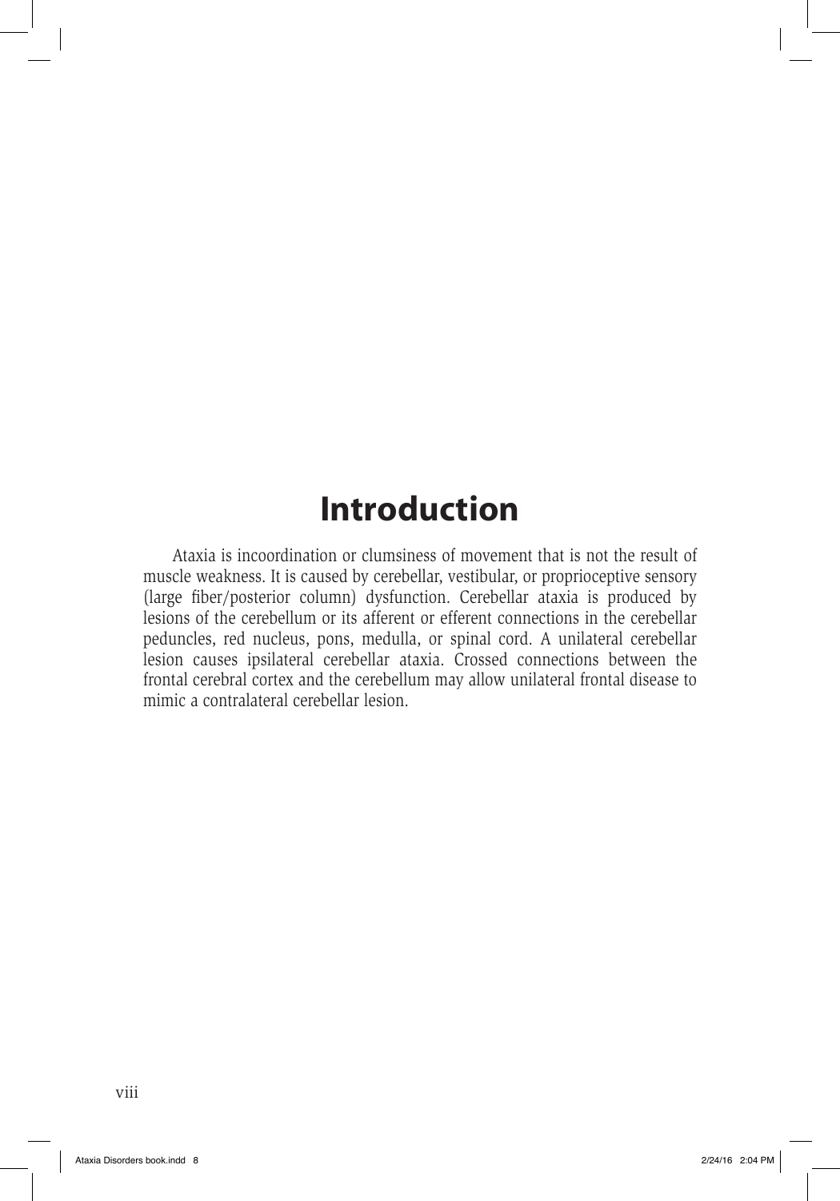# Introduction

Ataxia is incoordination or clumsiness of movement that is not the result of muscle weakness. It is caused by cerebellar, vestibular, or proprioceptive sensory (large fiber/posterior column) dysfunction. Cerebellar ataxia is produced by lesions of the cerebellum or its afferent or efferent connections in the cerebellar peduncles, red nucleus, pons, medulla, or spinal cord. A unilateral cerebellar lesion causes ipsilateral cerebellar ataxia. Crossed connections between the frontal cerebral cortex and the cerebellum may allow unilateral frontal disease to mimic a contralateral cerebellar lesion.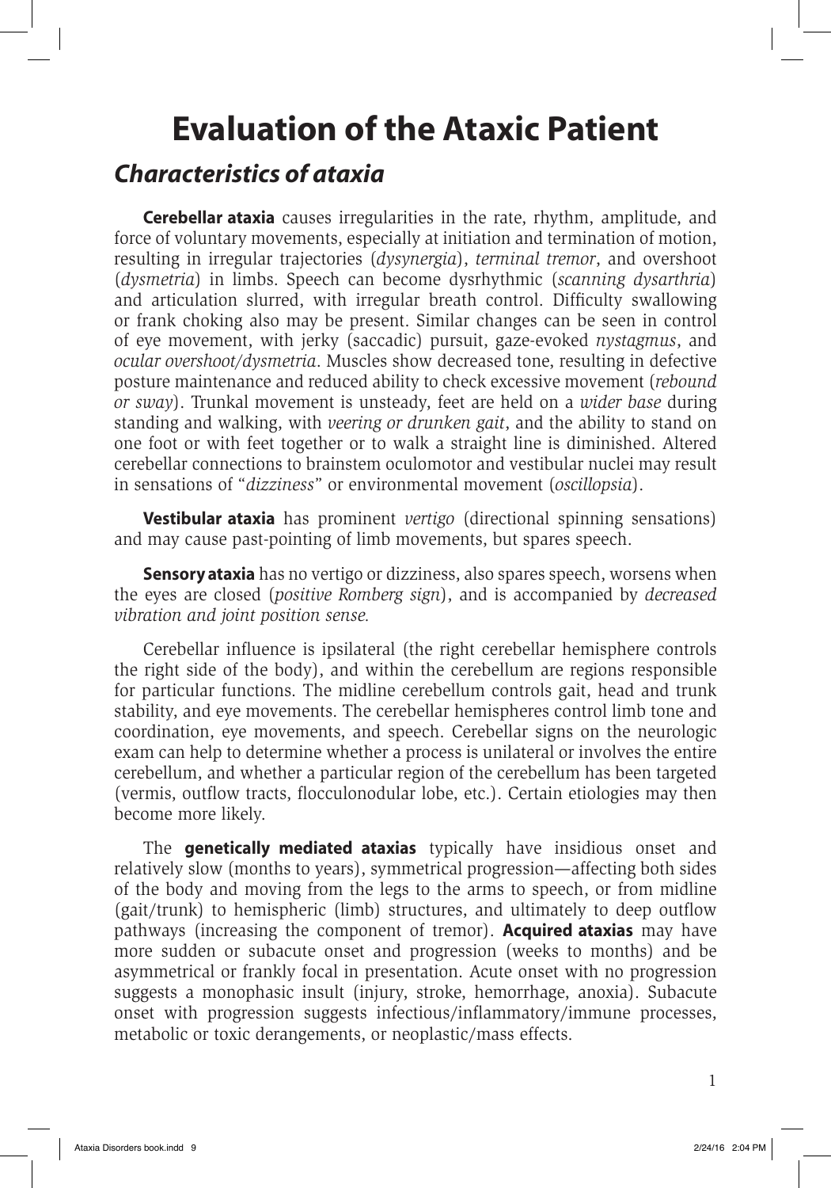# Evaluation of the Ataxic Patient

## *Characteristics of ataxia*

**Cerebellar ataxia** causes irregularities in the rate, rhythm, amplitude, and force of voluntary movements, especially at initiation and termination of motion, resulting in irregular trajectories (*dysynergia*), *terminal tremor*, and overshoot (*dysmetria*) in limbs. Speech can become dysrhythmic (*scanning dysarthria*) and articulation slurred, with irregular breath control. Difficulty swallowing or frank choking also may be present. Similar changes can be seen in control of eye movement, with jerky (saccadic) pursuit, gaze-evoked *nystagmus*, and *ocular overshoot/dysmetria*. Muscles show decreased tone, resulting in defective posture maintenance and reduced ability to check excessive movement (*rebound or sway*). Trunkal movement is unsteady, feet are held on a *wider base* during standing and walking, with *veering or drunken gait*, and the ability to stand on one foot or with feet together or to walk a straight line is diminished. Altered cerebellar connections to brainstem oculomotor and vestibular nuclei may result in sensations of "*dizziness*" or environmental movement (*oscillopsia*).

**Vestibular ataxia** has prominent *vertigo* (directional spinning sensations) and may cause past-pointing of limb movements, but spares speech.

**Sensory ataxia** has no vertigo or dizziness, also spares speech, worsens when the eyes are closed (*positive Romberg sign*), and is accompanied by *decreased vibration and joint position sense.*

Cerebellar influence is ipsilateral (the right cerebellar hemisphere controls the right side of the body), and within the cerebellum are regions responsible for particular functions. The midline cerebellum controls gait, head and trunk stability, and eye movements. The cerebellar hemispheres control limb tone and coordination, eye movements, and speech. Cerebellar signs on the neurologic exam can help to determine whether a process is unilateral or involves the entire cerebellum, and whether a particular region of the cerebellum has been targeted (vermis, outflow tracts, flocculonodular lobe, etc.). Certain etiologies may then become more likely.

The **genetically mediated ataxias** typically have insidious onset and relatively slow (months to years), symmetrical progression—affecting both sides of the body and moving from the legs to the arms to speech, or from midline (gait/trunk) to hemispheric (limb) structures, and ultimately to deep outflow pathways (increasing the component of tremor). **Acquired ataxias** may have more sudden or subacute onset and progression (weeks to months) and be asymmetrical or frankly focal in presentation. Acute onset with no progression suggests a monophasic insult (injury, stroke, hemorrhage, anoxia). Subacute onset with progression suggests infectious/inflammatory/immune processes, metabolic or toxic derangements, or neoplastic/mass effects.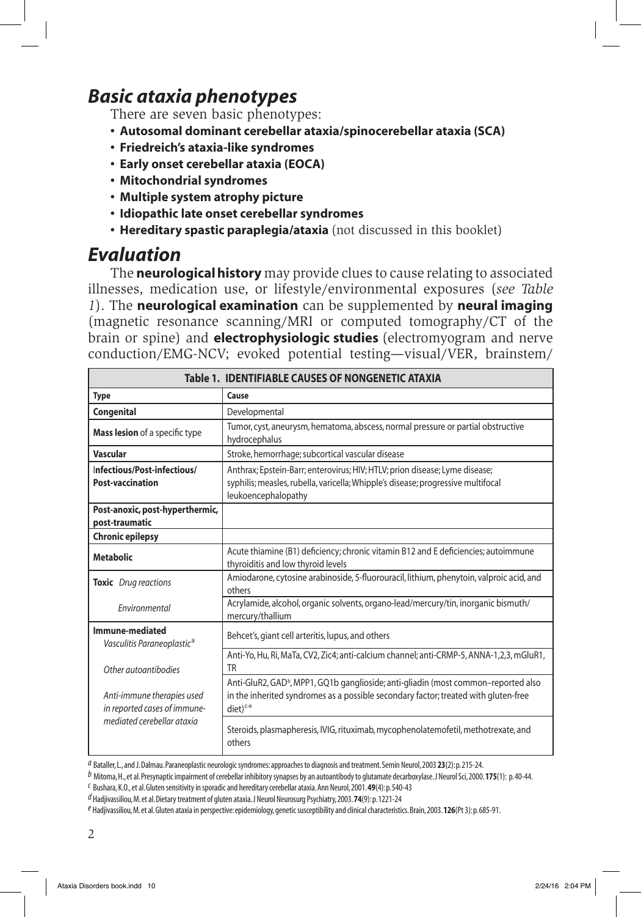## *Basic ataxia phenotypes*

There are seven basic phenotypes:

- **Autosomal dominant cerebellar ataxia/spinocerebellar ataxia (SCA)**
- **Friedreich's ataxia-like syndromes**
- **Early onset cerebellar ataxia (EOCA)**
- **Mitochondrial syndromes**
- **Multiple system atrophy picture**
- **Idiopathic late onset cerebellar syndromes**
- **Hereditary spastic paraplegia/ataxia** (not discussed in this booklet)

## *Evaluation*

The **neurological history** may provide clues to cause relating to associated illnesses, medication use, or lifestyle/environmental exposures (*see Table 1*). The **neurological examination** can be supplemented by **neural imaging** (magnetic resonance scanning/MRI or computed tomography/CT of the brain or spine) and **electrophysiologic studies** (electromyogram and nerve conduction/EMG-NCV; evoked potential testing—visual/VER, brainstem/

**Table 1. IDENTIFIABLE CAUSES OF NONGENETIC ATAXIA**

| Type | Cause |
|---|---|
| **Congenital** | Developmental |
| **Mass lesion** of a specific type | Tumor, cyst, aneurysm, hematoma, abscess, normal pressure or partial obstructive hydrocephalus |
| **Vascular** | Stroke, hemorrhage; subcortical vascular disease |
| **Infectious/Post-infectious/ Post-vaccination** | Anthrax; Epstein-Barr; enterovirus; HIV; HTLV; prion disease; Lyme disease; syphilis; measles, rubella, varicella; Whipple's disease; progressive multifocal leukoencephalopathy |
| **Post-anoxic, post-hyperthermic, post-traumatic** | |
| **Chronic epilepsy** | |
| **Metabolic** | Acute thiamine (B1) deficiency; chronic vitamin B12 and E deficiencies; autoimmune thyroiditis and low thyroid levels |
| **Toxic** *Drug reactions* | Amiodarone, cytosine arabinoside, 5-fluorouracil, lithium, phenytoin, valproic acid, and others |
| *Environmental* | Acrylamide, alcohol, organic solvents, organo-lead/mercury/tin, inorganic bismuth/ mercury/thallium |
| **Immune-mediated** *Vasculitis* | Behcet's, giant cell arteritis, lupus, and others |
| *Paraneoplastic*[a] | Anti-Yo, Hu, Ri, MaTa, CV2, Zic4; anti-calcium channel; anti-CRMP-5, ANNA-1,2,3, mGluR1, TR |
| *Other autoantibodies* | Anti-GluR2, GAD[b], MPP1, GQ1b ganglioside; anti-gliadin (most common–reported also in the inherited syndromes as a possible secondary factor; treated with gluten-free diet)[c-e] |
| *Anti-immune therapies used in reported cases of immune-mediated cerebellar ataxia* | Steroids, plasmapheresis, IVIG, rituximab, mycophenolatemofetil, methotrexate, and others |

[a] Bataller, L., and J. Dalmau. Paraneoplastic neurologic syndromes: approaches to diagnosis and treatment. Semin Neurol, 2003 **23**(2): p. 215-24.

[b] Mitoma, H., et al. Presynaptic impairment of cerebellar inhibitory synapses by an autoantibody to glutamate decarboxylase. J Neurol Sci, 2000. **175**(1): p. 40-44.

[c] Bushara, K.O., et al. Gluten sensitivity in sporadic and hereditary cerebellar ataxia. Ann Neurol, 2001. **49**(4): p. 540-43

[d] Hadjivassiliou, M. et al. Dietary treatment of gluten ataxia. J Neurol Neurosurg Psychiatry, 2003. **74**(9): p. 1221-24

[e] Hadjivassiliou, M. et al. Gluten ataxia in perspective: epidemiology, genetic susceptibility and clinical characteristics. Brain, 2003. **126**(Pt 3): p. 685-91.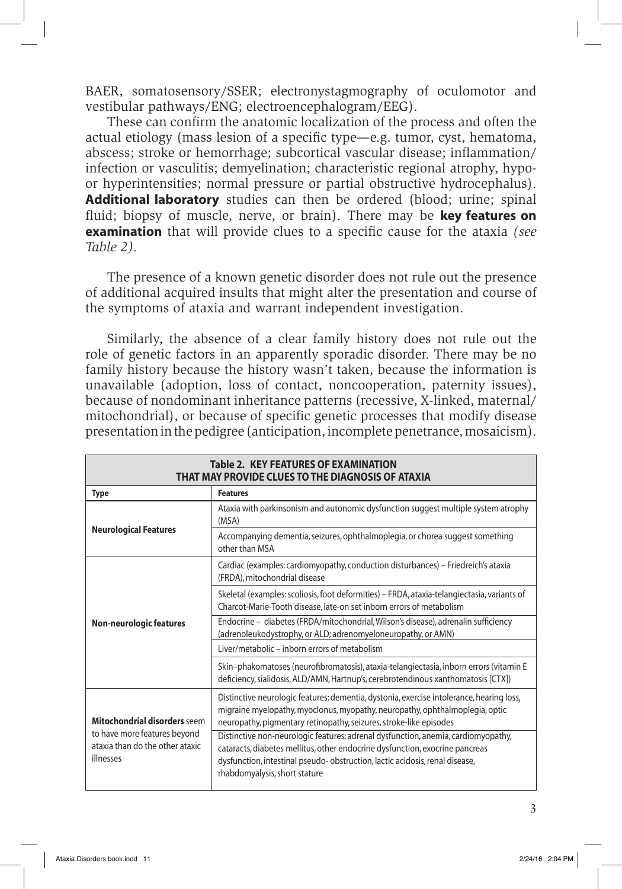BAER, somatosensory/SSER; electronystagmography of oculomotor and vestibular pathways/ENG; electroencephalogram/EEG).

These can confirm the anatomic localization of the process and often the actual etiology (mass lesion of a specific type—e.g. tumor, cyst, hematoma, abscess; stroke or hemorrhage; subcortical vascular disease; inflammation/infection or vasculitis; demyelination; characteristic regional atrophy, hypo- or hyperintensities; normal pressure or partial obstructive hydrocephalus). **Additional laboratory** studies can then be ordered (blood; urine; spinal fluid; biopsy of muscle, nerve, or brain). There may be **key features on examination** that will provide clues to a specific cause for the ataxia *(see Table 2)*.

The presence of a known genetic disorder does not rule out the presence of additional acquired insults that might alter the presentation and course of the symptoms of ataxia and warrant independent investigation.

Similarly, the absence of a clear family history does not rule out the role of genetic factors in an apparently sporadic disorder. There may be no family history because the history wasn't taken, because the information is unavailable (adoption, loss of contact, noncooperation, paternity issues), because of nondominant inheritance patterns (recessive, X-linked, maternal/mitochondrial), or because of specific genetic processes that modify disease presentation in the pedigree (anticipation, incomplete penetrance, mosaicism).

**Table 2. KEY FEATURES OF EXAMINATION THAT MAY PROVIDE CLUES TO THE DIAGNOSIS OF ATAXIA**

| Type | Features |
|---|---|
| **Neurological Features** | Ataxia with parkinsonism and autonomic dysfunction suggest multiple system atrophy (MSA) |
| | Accompanying dementia, seizures, ophthalmoplegia, or chorea suggest something other than MSA |
| **Non-neurologic features** | Cardiac (examples: cardiomyopathy, conduction disturbances) – Friedreich's ataxia (FRDA), mitochondrial disease |
| | Skeletal (examples: scoliosis, foot deformities) – FRDA, ataxia-telangiectasia, variants of Charcot-Marie-Tooth disease, late-on set inborn errors of metabolism |
| | Endocrine – diabetes (FRDA/mitochondrial, Wilson's disease), adrenalin sufficiency (adrenoleukodystrophy, or ALD; adrenomyeloneuropathy, or AMN) |
| | Liver/metabolic – inborn errors of metabolism |
| | Skin–phakomatoses (neurofibromatosis), ataxia-telangiectasia, inborn errors (vitamin E deficiency, sialidosis, ALD/AMN, Hartnup's, cerebrotendinous xanthomatosis [CTX]) |
| **Mitochondrial disorders** seem to have more features beyond ataxia than do the other ataxic illnesses | Distinctive neurologic features: dementia, dystonia, exercise intolerance, hearing loss, migraine myelopathy, myoclonus, myopathy, neuropathy, ophthalmoplegia, optic neuropathy, pigmentary retinopathy, seizures, stroke-like episodes |
| | Distinctive non-neurologic features: adrenal dysfunction, anemia, cardiomyopathy, cataracts, diabetes mellitus, other endocrine dysfunction, exocrine pancreas dysfunction, intestinal pseudo- obstruction, lactic acidosis, renal disease, rhabdomyalysis, short stature |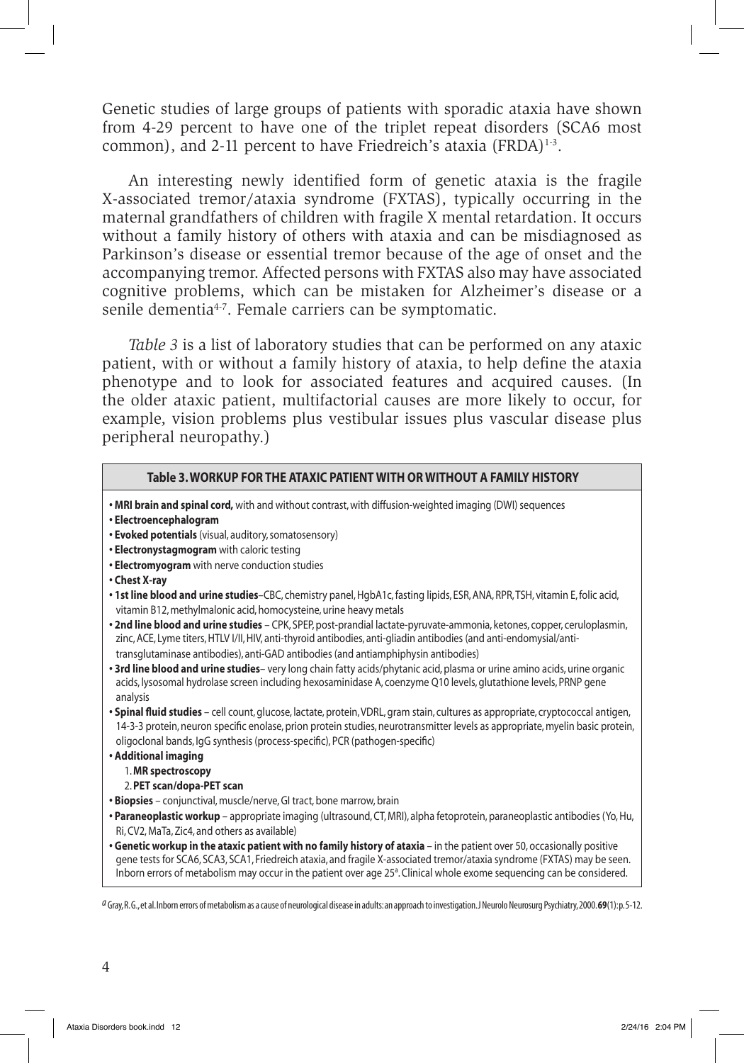Genetic studies of large groups of patients with sporadic ataxia have shown from 4-29 percent to have one of the triplet repeat disorders (SCA6 most common), and 2-11 percent to have Friedreich's ataxia (FRDA)[1-3].

An interesting newly identified form of genetic ataxia is the fragile X-associated tremor/ataxia syndrome (FXTAS), typically occurring in the maternal grandfathers of children with fragile X mental retardation. It occurs without a family history of others with ataxia and can be misdiagnosed as Parkinson's disease or essential tremor because of the age of onset and the accompanying tremor. Affected persons with FXTAS also may have associated cognitive problems, which can be mistaken for Alzheimer's disease or a senile dementia[4-7]. Female carriers can be symptomatic.

*Table 3* is a list of laboratory studies that can be performed on any ataxic patient, with or without a family history of ataxia, to help define the ataxia phenotype and to look for associated features and acquired causes. (In the older ataxic patient, multifactorial causes are more likely to occur, for example, vision problems plus vestibular issues plus vascular disease plus peripheral neuropathy.)

**Table 3. WORKUP FOR THE ATAXIC PATIENT WITH OR WITHOUT A FAMILY HISTORY**

- **MRI brain and spinal cord,** with and without contrast, with diffusion-weighted imaging (DWI) sequences
- **Electroencephalogram**
- **Evoked potentials** (visual, auditory, somatosensory)
- **Electronystagmogram** with caloric testing
- **Electromyogram** with nerve conduction studies
- **Chest X-ray**
- **1st line blood and urine studies**–CBC, chemistry panel, HgbA1c, fasting lipids, ESR, ANA, RPR, TSH, vitamin E, folic acid, vitamin B12, methylmalonic acid, homocysteine, urine heavy metals
- **2nd line blood and urine studies** – CPK, SPEP, post-prandial lactate-pyruvate-ammonia, ketones, copper, ceruloplasmin, zinc, ACE, Lyme titers, HTLV I/II, HIV, anti-thyroid antibodies, anti-gliadin antibodies (and anti-endomysial/anti-transglutaminase antibodies), anti-GAD antibodies (and antiamphiphysin antibodies)
- **3rd line blood and urine studies**– very long chain fatty acids/phytanic acid, plasma or urine amino acids, urine organic acids, lysosomal hydrolase screen including hexosaminidase A, coenzyme Q10 levels, glutathione levels, PRNP gene analysis
- **Spinal fluid studies** – cell count, glucose, lactate, protein, VDRL, gram stain, cultures as appropriate, cryptococcal antigen, 14-3-3 protein, neuron specific enolase, prion protein studies, neurotransmitter levels as appropriate, myelin basic protein, oligoclonal bands, IgG synthesis (process-specific), PCR (pathogen-specific)
- **Additional imaging**
    1. **MR spectroscopy**
    2. **PET scan/dopa-PET scan**
- **Biopsies** – conjunctival, muscle/nerve, GI tract, bone marrow, brain
- **Paraneoplastic workup** – appropriate imaging (ultrasound, CT, MRI), alpha fetoprotein, paraneoplastic antibodies (Yo, Hu, Ri, CV2, MaTa, Zic4, and others as available)
- **Genetic workup in the ataxic patient with no family history of ataxia** – in the patient over 50, occasionally positive gene tests for SCA6, SCA3, SCA1, Friedreich ataxia, and fragile X-associated tremor/ataxia syndrome (FXTAS) may be seen. Inborn errors of metabolism may occur in the patient over age 25[a]. Clinical whole exome sequencing can be considered.

[a] Gray, R. G., et al. Inborn errors of metabolism as a cause of neurological disease in adults: an approach to investigation. J Neurolo Neurosurg Psychiatry, 2000. **69**(1): p. 5-12.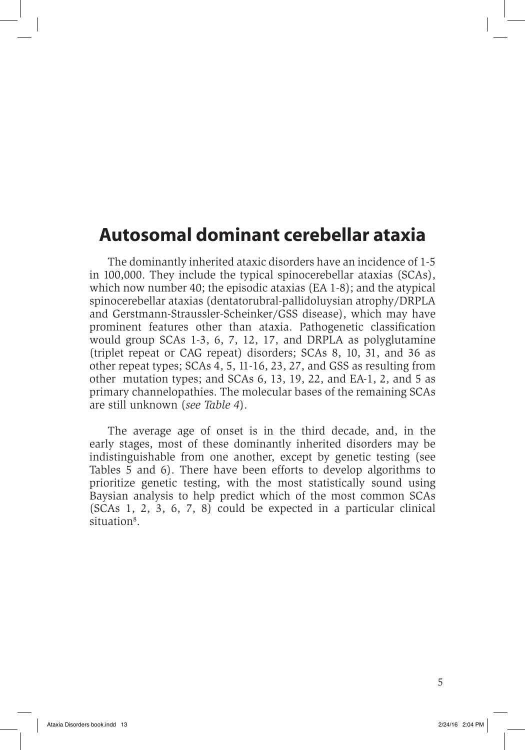# Autosomal dominant cerebellar ataxia

The dominantly inherited ataxic disorders have an incidence of 1-5 in 100,000. They include the typical spinocerebellar ataxias (SCAs), which now number 40; the episodic ataxias (EA 1-8); and the atypical spinocerebellar ataxias (dentatorubral-pallidoluysian atrophy/DRPLA and Gerstmann-Straussler-Scheinker/GSS disease), which may have prominent features other than ataxia. Pathogenetic classification would group SCAs 1-3, 6, 7, 12, 17, and DRPLA as polyglutamine (triplet repeat or CAG repeat) disorders; SCAs 8, 10, 31, and 36 as other repeat types; SCAs 4, 5, 11-16, 23, 27, and GSS as resulting from other mutation types; and SCAs 6, 13, 19, 22, and EA-1, 2, and 5 as primary channelopathies. The molecular bases of the remaining SCAs are still unknown (*see Table 4*).

The average age of onset is in the third decade, and, in the early stages, most of these dominantly inherited disorders may be indistinguishable from one another, except by genetic testing (see Tables 5 and 6). There have been efforts to develop algorithms to prioritize genetic testing, with the most statistically sound using Baysian analysis to help predict which of the most common SCAs (SCAs 1, 2, 3, 6, 7, 8) could be expected in a particular clinical situation[8].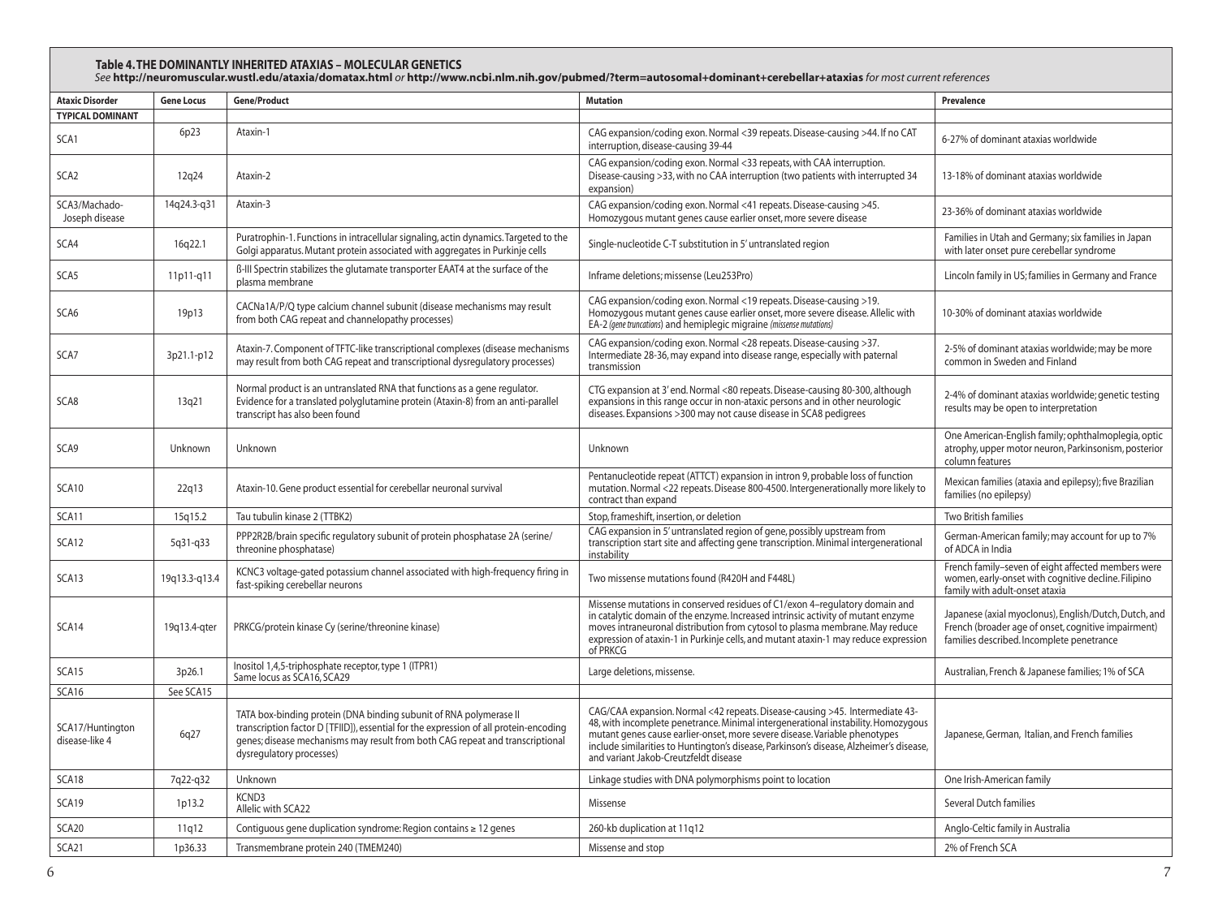### Table 4. THE DOMINANTLY INHERITED ATAXIAS – MOLECULAR GENETICS

*See* **http://neuromuscular.wustl.edu/ataxia/domatax.html** *or* **http://www.ncbi.nlm.nih.gov/pubmed/?term=autosomal+dominant+cerebellar+ataxias** *for most current references*

| Ataxic Disorder | Gene Locus | Gene/Product | Mutation | Prevalence |
|---|---|---|---|---|
| **TYPICAL DOMINANT** | | | | |
| SCA1 | 6p23 | Ataxin-1 | CAG expansion/coding exon. Normal <39 repeats. Disease-causing >44. If no CAT interruption, disease-causing 39-44 | 6-27% of dominant ataxias worldwide |
| SCA2 | 12q24 | Ataxin-2 | CAG expansion/coding exon. Normal <33 repeats, with CAA interruption. Disease-causing >33, with no CAA interruption (two patients with interrupted 34 expansion) | 13-18% of dominant ataxias worldwide |
| SCA3/Machado-Joseph disease | 14q24.3-q31 | Ataxin-3 | CAG expansion/coding exon. Normal <41 repeats. Disease-causing >45. Homozygous mutant genes cause earlier onset, more severe disease | 23-36% of dominant ataxias worldwide |
| SCA4 | 16q22.1 | Puratrophin-1. Functions in intracellular signaling, actin dynamics. Targeted to the Golgi apparatus. Mutant protein associated with aggregates in Purkinje cells | Single-nucleotide C-T substitution in 5' untranslated region | Families in Utah and Germany; six families in Japan with later onset pure cerebellar syndrome |
| SCA5 | 11p11-q11 | ß-III Spectrin stabilizes the glutamate transporter EAAT4 at the surface of the plasma membrane | Inframe deletions; missense (Leu253Pro) | Lincoln family in US; families in Germany and France |
| SCA6 | 19p13 | CACNa1A/P/Q type calcium channel subunit (disease mechanisms may result from both CAG repeat and channelopathy processes) | CAG expansion/coding exon. Normal <19 repeats. Disease-causing >19. Homozygous mutant genes cause earlier onset, more severe disease. Allelic with EA-2 *(gene truncations)* and hemiplegic migraine *(missense mutations)* | 10-30% of dominant ataxias worldwide |
| SCA7 | 3p21.1-p12 | Ataxin-7. Component of TFTC-like transcriptional complexes (disease mechanisms may result from both CAG repeat and transcriptional dysregulatory processes) | CAG expansion/coding exon. Normal <28 repeats. Disease-causing >37. Intermediate 28-36, may expand into disease range, especially with paternal transmission | 2-5% of dominant ataxias worldwide; may be more common in Sweden and Finland |
| SCA8 | 13q21 | Normal product is an untranslated RNA that functions as a gene regulator. Evidence for a translated polyglutamine protein (Ataxin-8) from an anti-parallel transcript has also been found | CTG expansion at 3' end. Normal <80 repeats. Disease-causing 80-300, although expansions in this range occur in non-ataxic persons and in other neurologic diseases. Expansions >300 may not cause disease in SCA8 pedigrees | 2-4% of dominant ataxias worldwide; genetic testing results may be open to interpretation |
| SCA9 | Unknown | Unknown | Unknown | One American-English family; ophthalmoplegia, optic atrophy, upper motor neuron, Parkinsonism, posterior column features |
| SCA10 | 22q13 | Ataxin-10. Gene product essential for cerebellar neuronal survival | Pentanucleotide repeat (ATTCT) expansion in intron 9, probable loss of function mutation. Normal <22 repeats. Disease 800-4500. Intergenerationally more likely to contract than expand | Mexican families (ataxia and epilepsy); five Brazilian families (no epilepsy) |
| SCA11 | 15q15.2 | Tau tubulin kinase 2 (TTBK2) | Stop, frameshift, insertion, or deletion | Two British families |
| SCA12 | 5q31-q33 | PPP2R2B/brain specific regulatory subunit of protein phosphatase 2A (serine/threonine phosphatase) | CAG expansion in 5' untranslated region of gene, possibly upstream from transcription start site and affecting gene transcription. Minimal intergenerational instability | German-American family; may account for up to 7% of ADCA in India |
| SCA13 | 19q13.3-q13.4 | KCNC3 voltage-gated potassium channel associated with high-frequency firing in fast-spiking cerebellar neurons | Two missense mutations found (R420H and F448L) | French family–seven of eight affected members were women, early-onset with cognitive decline. Filipino family with adult-onset ataxia |
| SCA14 | 19q13.4-qter | PRKCG/protein kinase Cy (serine/threonine kinase) | Missense mutations in conserved residues of C1/exon 4–regulatory domain and in catalytic domain of the enzyme. Increased intrinsic activity of mutant enzyme moves intraneuronal distribution from cytosol to plasma membrane. May reduce expression of ataxin-1 in Purkinje cells, and mutant ataxin-1 may reduce expression of PRKCG | Japanese (axial myoclonus), English/Dutch, Dutch, and French (broader age of onset, cognitive impairment) families described. Incomplete penetrance |
| SCA15 | 3p26.1 | Inositol 1,4,5-triphosphate receptor, type 1 (ITPR1) Same locus as SCA16, SCA29 | Large deletions, missense. | Australian, French & Japanese families; 1% of SCA |
| SCA16 | See SCA15 | | | |
| SCA17/Huntington disease-like 4 | 6q27 | TATA box-binding protein (DNA binding subunit of RNA polymerase II transcription factor D [TFIID]), essential for the expression of all protein-encoding genes; disease mechanisms may result from both CAG repeat and transcriptional dysregulatory processes) | CAG/CAA expansion. Normal <42 repeats. Disease-causing >45. Intermediate 43-48, with incomplete penetrance. Minimal intergenerational instability. Homozygous mutant genes cause earlier-onset, more severe disease. Variable phenotypes include similarities to Huntington's disease, Parkinson's disease, Alzheimer's disease, and variant Jakob-Creutzfeldt disease | Japanese, German, Italian, and French families |
| SCA18 | 7q22-q32 | Unknown | Linkage studies with DNA polymorphisms point to location | One Irish-American family |
| SCA19 | 1p13.2 | KCND3 Allelic with SCA22 | Missense | Several Dutch families |
| SCA20 | 11q12 | Contiguous gene duplication syndrome: Region contains ≥ 12 genes | 260-kb duplication at 11q12 | Anglo-Celtic family in Australia |
| SCA21 | 1p36.33 | Transmembrane protein 240 (TMEM240) | Missense and stop | 2% of French SCA |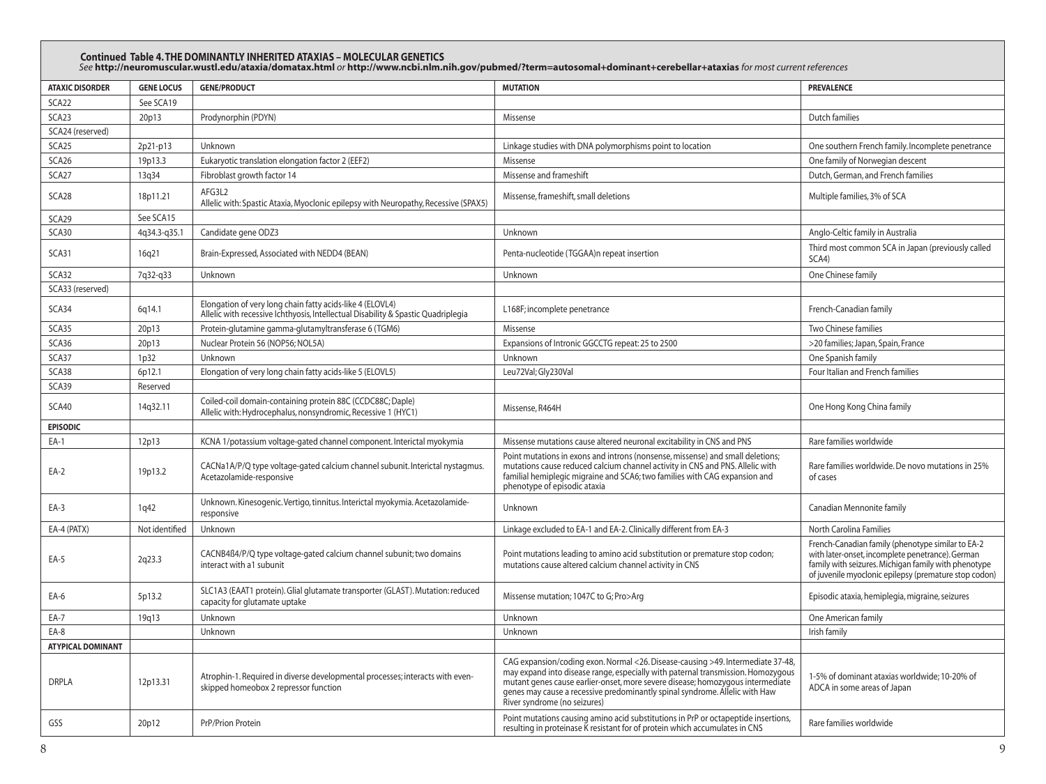**Continued Table 4. THE DOMINANTLY INHERITED ATAXIAS – MOLECULAR GENETICS**

*See* **http://neuromuscular.wustl.edu/ataxia/domatax.html** *or* **http://www.ncbi.nlm.nih.gov/pubmed/?term=autosomal+dominant+cerebellar+ataxias** *for most current references*

| ATAXIC DISORDER | GENE LOCUS | GENE/PRODUCT | MUTATION | PREVALENCE |
|---|---|---|---|---|
| SCA22 | See SCA19 | | | |
| SCA23 | 20p13 | Prodynorphin (PDYN) | Missense | Dutch families |
| SCA24 (reserved) | | | | |
| SCA25 | 2p21-p13 | Unknown | Linkage studies with DNA polymorphisms point to location | One southern French family. Incomplete penetrance |
| SCA26 | 19p13.3 | Eukaryotic translation elongation factor 2 (EEF2) | Missense | One family of Norwegian descent |
| SCA27 | 13q34 | Fibroblast growth factor 14 | Missense and frameshift | Dutch, German, and French families |
| SCA28 | 18p11.21 | AFG3L2<br>Allelic with: Spastic Ataxia, Myoclonic epilepsy with Neuropathy, Recessive (SPAX5) | Missense, frameshift, small deletions | Multiple families, 3% of SCA |
| SCA29 | See SCA15 | | | |
| SCA30 | 4q34.3-q35.1 | Candidate gene ODZ3 | Unknown | Anglo-Celtic family in Australia |
| SCA31 | 16q21 | Brain-Expressed, Associated with NEDD4 (BEAN) | Penta-nucleotide (TGGAA)n repeat insertion | Third most common SCA in Japan (previously called SCA4) |
| SCA32 | 7q32-q33 | Unknown | Unknown | One Chinese family |
| SCA33 (reserved) | | | | |
| SCA34 | 6q14.1 | Elongation of very long chain fatty acids-like 4 (ELOVL4)<br>Allelic with recessive Ichthyosis, Intellectual Disability & Spastic Quadriplegia | L168F; incomplete penetrance | French-Canadian family |
| SCA35 | 20p13 | Protein-glutamine gamma-glutamyltransferase 6 (TGM6) | Missense | Two Chinese families |
| SCA36 | 20p13 | Nuclear Protein 56 (NOP56; NOL5A) | Expansions of Intronic GGCCTG repeat: 25 to 2500 | >20 families; Japan, Spain, France |
| SCA37 | 1p32 | Unknown | Unknown | One Spanish family |
| SCA38 | 6p12.1 | Elongation of very long chain fatty acids-like 5 (ELOVL5) | Leu72Val; Gly230Val | Four Italian and French families |
| SCA39 | Reserved | | | |
| SCA40 | 14q32.11 | Coiled-coil domain-containing protein 88C (CCDC88C; Daple)<br>Allelic with: Hydrocephalus, nonsyndromic, Recessive 1 (HYC1) | Missense, R464H | One Hong Kong China family |
| **EPISODIC** | | | | |
| EA-1 | 12p13 | KCNA 1/potassium voltage-gated channel component. Interictal myokymia | Missense mutations cause altered neuronal excitability in CNS and PNS | Rare families worldwide |
| EA-2 | 19p13.2 | CACNa1A/P/Q type voltage-gated calcium channel subunit. Interictal nystagmus. Acetazolamide-responsive | Point mutations in exons and introns (nonsense, missense) and small deletions; mutations cause reduced calcium channel activity in CNS and PNS. Allelic with familial hemiplegic migraine and SCA6; two families with CAG expansion and phenotype of episodic ataxia | Rare families worldwide. De novo mutations in 25% of cases |
| EA-3 | 1q42 | Unknown. Kinesogenic. Vertigo, tinnitus. Interictal myokymia. Acetazolamide-responsive | Unknown | Canadian Mennonite family |
| EA-4 (PATX) | Not identified | Unknown | Linkage excluded to EA-1 and EA-2. Clinically different from EA-3 | North Carolina Families |
| EA-5 | 2q23.3 | CACNB4ß4/P/Q type voltage-gated calcium channel subunit; two domains interact with a1 subunit | Point mutations leading to amino acid substitution or premature stop codon; mutations cause altered calcium channel activity in CNS | French-Canadian family (phenotype similar to EA-2 with later-onset, incomplete penetrance). German family with seizures. Michigan family with phenotype of juvenile myoclonic epilepsy (premature stop codon) |
| EA-6 | 5p13.2 | SLC1A3 (EAAT1 protein). Glial glutamate transporter (GLAST). Mutation: reduced capacity for glutamate uptake | Missense mutation; 1047C to G; Pro>Arg | Episodic ataxia, hemiplegia, migraine, seizures |
| EA-7 | 19q13 | Unknown | Unknown | One American family |
| EA-8 | | Unknown | Unknown | Irish family |
| **ATYPICAL DOMINANT** | | | | |
| DRPLA | 12p13.31 | Atrophin-1. Required in diverse developmental processes; interacts with even-skipped homeobox 2 repressor function | CAG expansion/coding exon. Normal <26. Disease-causing >49. Intermediate 37-48, may expand into disease range, especially with paternal transmission. Homozygous mutant genes cause earlier-onset, more severe disease; homozygous intermediate genes may cause a recessive predominantly spinal syndrome. Allelic with Haw River syndrome (no seizures) | 1-5% of dominant ataxias worldwide; 10-20% of ADCA in some areas of Japan |
| GSS | 20p12 | PrP/Prion Protein | Point mutations causing amino acid substitutions in PrP or octapeptide insertions, resulting in proteinase K resistant for of protein which accumulates in CNS | Rare families worldwide |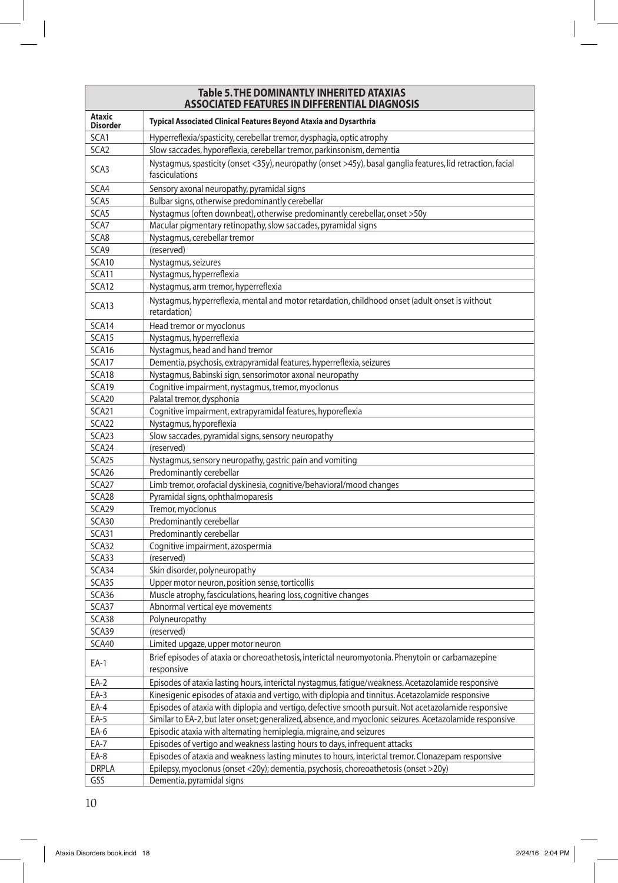| **Table 5. THE DOMINANTLY INHERITED ATAXIAS ASSOCIATED FEATURES IN DIFFERENTIAL DIAGNOSIS** | |
|---|---|
| **Ataxic Disorder** | **Typical Associated Clinical Features Beyond Ataxia and Dysarthria** |
| SCA1 | Hyperreflexia/spasticity, cerebellar tremor, dysphagia, optic atrophy |
| SCA2 | Slow saccades, hyporeflexia, cerebellar tremor, parkinsonism, dementia |
| SCA3 | Nystagmus, spasticity (onset <35y), neuropathy (onset >45y), basal ganglia features, lid retraction, facial fasciculations |
| SCA4 | Sensory axonal neuropathy, pyramidal signs |
| SCA5 | Bulbar signs, otherwise predominantly cerebellar |
| SCA5 | Nystagmus (often downbeat), otherwise predominantly cerebellar, onset >50y |
| SCA7 | Macular pigmentary retinopathy, slow saccades, pyramidal signs |
| SCA8 | Nystagmus, cerebellar tremor |
| SCA9 | (reserved) |
| SCA10 | Nystagmus, seizures |
| SCA11 | Nystagmus, hyperreflexia |
| SCA12 | Nystagmus, arm tremor, hyperreflexia |
| SCA13 | Nystagmus, hyperreflexia, mental and motor retardation, childhood onset (adult onset is without retardation) |
| SCA14 | Head tremor or myoclonus |
| SCA15 | Nystagmus, hyperreflexia |
| SCA16 | Nystagmus, head and hand tremor |
| SCA17 | Dementia, psychosis, extrapyramidal features, hyperreflexia, seizures |
| SCA18 | Nystagmus, Babinski sign, sensorimotor axonal neuropathy |
| SCA19 | Cognitive impairment, nystagmus, tremor, myoclonus |
| SCA20 | Palatal tremor, dysphonia |
| SCA21 | Cognitive impairment, extrapyramidal features, hyporeflexia |
| SCA22 | Nystagmus, hyporeflexia |
| SCA23 | Slow saccades, pyramidal signs, sensory neuropathy |
| SCA24 | (reserved) |
| SCA25 | Nystagmus, sensory neuropathy, gastric pain and vomiting |
| SCA26 | Predominantly cerebellar |
| SCA27 | Limb tremor, orofacial dyskinesia, cognitive/behavioral/mood changes |
| SCA28 | Pyramidal signs, ophthalmoparesis |
| SCA29 | Tremor, myoclonus |
| SCA30 | Predominantly cerebellar |
| SCA31 | Predominantly cerebellar |
| SCA32 | Cognitive impairment, azospermia |
| SCA33 | (reserved) |
| SCA34 | Skin disorder, polyneuropathy |
| SCA35 | Upper motor neuron, position sense, torticollis |
| SCA36 | Muscle atrophy, fasciculations, hearing loss, cognitive changes |
| SCA37 | Abnormal vertical eye movements |
| SCA38 | Polyneuropathy |
| SCA39 | (reserved) |
| SCA40 | Limited upgaze, upper motor neuron |
| EA-1 | Brief episodes of ataxia or choreoathetosis, interictal neuromyotonia. Phenytoin or carbamazepine responsive |
| EA-2 | Episodes of ataxia lasting hours, interictal nystagmus, fatigue/weakness. Acetazolamide responsive |
| EA-3 | Kinesigenic episodes of ataxia and vertigo, with diplopia and tinnitus. Acetazolamide responsive |
| EA-4 | Episodes of ataxia with diplopia and vertigo, defective smooth pursuit. Not acetazolamide responsive |
| EA-5 | Similar to EA-2, but later onset; generalized, absence, and myoclonic seizures. Acetazolamide responsive |
| EA-6 | Episodic ataxia with alternating hemiplegia, migraine, and seizures |
| EA-7 | Episodes of vertigo and weakness lasting hours to days, infrequent attacks |
| EA-8 | Episodes of ataxia and weakness lasting minutes to hours, interictal tremor. Clonazepam responsive |
| DRPLA | Epilepsy, myoclonus (onset <20y); dementia, psychosis, choreoathetosis (onset >20y) |
| GSS | Dementia, pyramidal signs |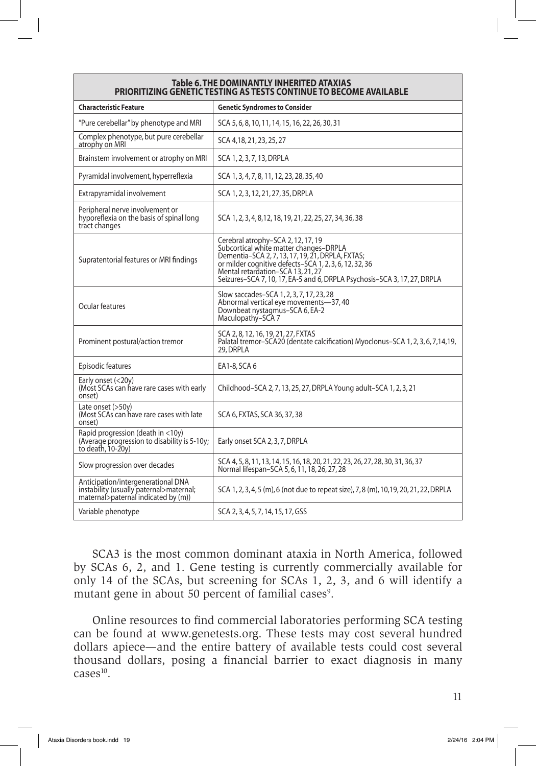| **Table 6. THE DOMINANTLY INHERITED ATAXIAS PRIORITIZING GENETIC TESTING AS TESTS CONTINUE TO BECOME AVAILABLE** | |
|---|---|
| **Characteristic Feature** | **Genetic Syndromes to Consider** |
| "Pure cerebellar" by phenotype and MRI | SCA 5, 6, 8, 10, 11, 14, 15, 16, 22, 26, 30, 31 |
| Complex phenotype, but pure cerebellar atrophy on MRI | SCA 4,18, 21, 23, 25, 27 |
| Brainstem involvement or atrophy on MRI | SCA 1, 2, 3, 7, 13, DRPLA |
| Pyramidal involvement, hyperreflexia | SCA 1, 3, 4, 7, 8, 11, 12, 23, 28, 35, 40 |
| Extrapyramidal involvement | SCA 1, 2, 3, 12, 21, 27, 35, DRPLA |
| Peripheral nerve involvement or hyporeflexia on the basis of spinal long tract changes | SCA 1, 2, 3, 4, 8,12, 18, 19, 21, 22, 25, 27, 34, 36, 38 |
| Supratentorial features or MRI findings | Cerebral atrophy–SCA 2, 12, 17, 19<br>Subcortical white matter changes–DRPLA<br>Dementia–SCA 2, 7, 13, 17, 19, 21, DRPLA, FXTAS;<br>or milder cognitive defects–SCA 1, 2, 3, 6, 12, 32, 36<br>Mental retardation–SCA 13, 21, 27<br>Seizures–SCA 7, 10, 17, EA-5 and 6, DRPLA Psychosis–SCA 3, 17, 27, DRPLA |
| Ocular features | Slow saccades–SCA 1, 2, 3, 7, 17, 23, 28<br>Abnormal vertical eye movements—37, 40<br>Downbeat nystagmus–SCA 6, EA-2<br>Maculopathy–SCA 7 |
| Prominent postural/action tremor | SCA 2, 8, 12, 16, 19, 21, 27, FXTAS<br>Palatal tremor–SCA20 (dentate calcification) Myoclonus–SCA 1, 2, 3, 6, 7,14,19, 29, DRPLA |
| Episodic features | EA1-8, SCA 6 |
| Early onset (<20y)<br>(Most SCAs can have rare cases with early onset) | Childhood–SCA 2, 7, 13, 25, 27, DRPLA Young adult–SCA 1, 2, 3, 21 |
| Late onset (>50y)<br>(Most SCAs can have rare cases with late onset) | SCA 6, FXTAS, SCA 36, 37, 38 |
| Rapid progression (death in <10y)<br>(Average progression to disability is 5-10y; to death, 10-20y) | Early onset SCA 2, 3, 7, DRPLA |
| Slow progression over decades | SCA 4, 5, 8, 11, 13, 14, 15, 16, 18, 20, 21, 22, 23, 26, 27, 28, 30, 31, 36, 37<br>Normal lifespan–SCA 5, 6, 11, 18, 26, 27, 28 |
| Anticipation/intergenerational DNA instability (usually paternal>maternal; maternal>paternal indicated by (m)) | SCA 1, 2, 3, 4, 5 (m), 6 (not due to repeat size), 7, 8 (m), 10,19, 20, 21, 22, DRPLA |
| Variable phenotype | SCA 2, 3, 4, 5, 7, 14, 15, 17, GSS |

SCA3 is the most common dominant ataxia in North America, followed by SCAs 6, 2, and 1. Gene testing is currently commercially available for only 14 of the SCAs, but screening for SCAs 1, 2, 3, and 6 will identify a mutant gene in about 50 percent of familial cases[9].

Online resources to find commercial laboratories performing SCA testing can be found at www.genetests.org. These tests may cost several hundred dollars apiece—and the entire battery of available tests could cost several thousand dollars, posing a financial barrier to exact diagnosis in many cases[10].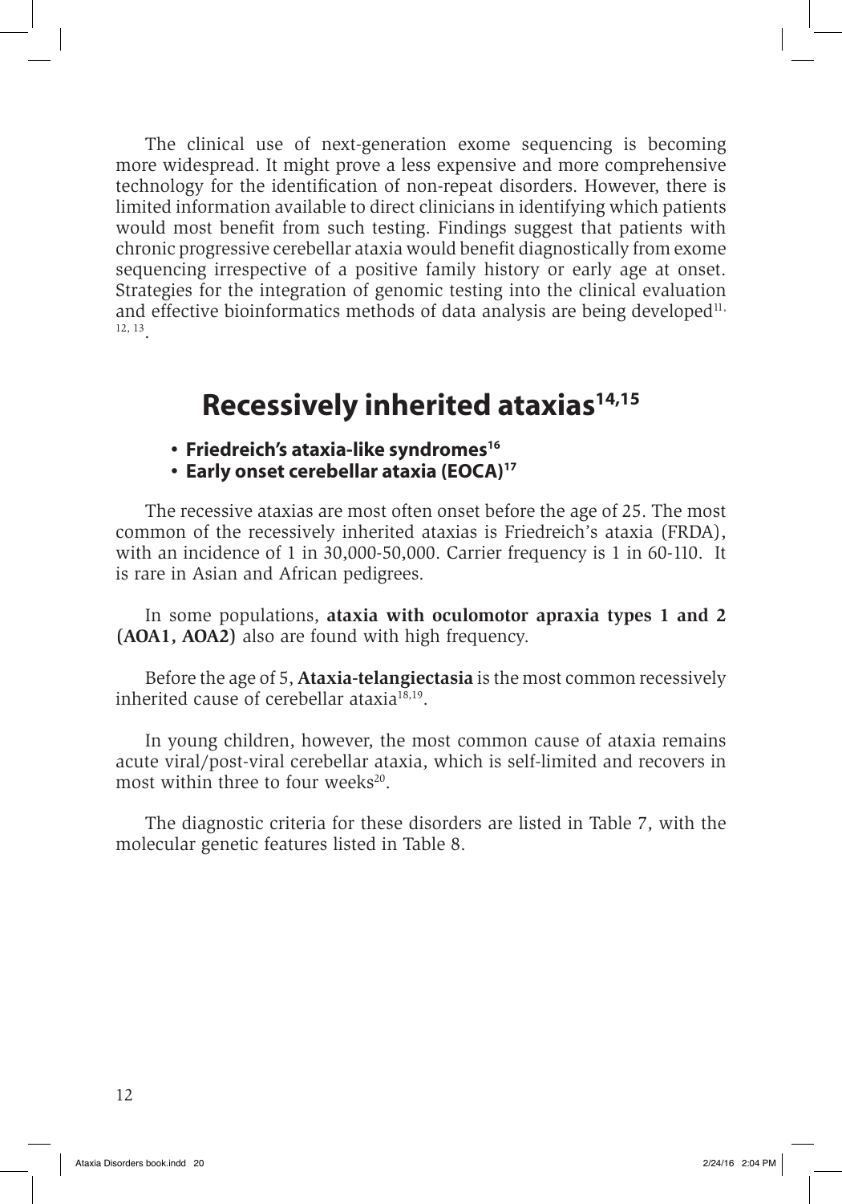The clinical use of next-generation exome sequencing is becoming more widespread. It might prove a less expensive and more comprehensive technology for the identification of non-repeat disorders. However, there is limited information available to direct clinicians in identifying which patients would most benefit from such testing. Findings suggest that patients with chronic progressive cerebellar ataxia would benefit diagnostically from exome sequencing irrespective of a positive family history or early age at onset. Strategies for the integration of genomic testing into the clinical evaluation and effective bioinformatics methods of data analysis are being developed[11, 12, 13].

## Recessively inherited ataxias[14,15]

- **Friedreich's ataxia-like syndromes[16]**
- **Early onset cerebellar ataxia (EOCA)[17]**

The recessive ataxias are most often onset before the age of 25. The most common of the recessively inherited ataxias is Friedreich's ataxia (FRDA), with an incidence of 1 in 30,000-50,000. Carrier frequency is 1 in 60-110. It is rare in Asian and African pedigrees.

In some populations, **ataxia with oculomotor apraxia types 1 and 2 (AOA1, AOA2)** also are found with high frequency.

Before the age of 5, **Ataxia-telangiectasia** is the most common recessively inherited cause of cerebellar ataxia[18,19].

In young children, however, the most common cause of ataxia remains acute viral/post-viral cerebellar ataxia, which is self-limited and recovers in most within three to four weeks[20].

The diagnostic criteria for these disorders are listed in Table 7, with the molecular genetic features listed in Table 8.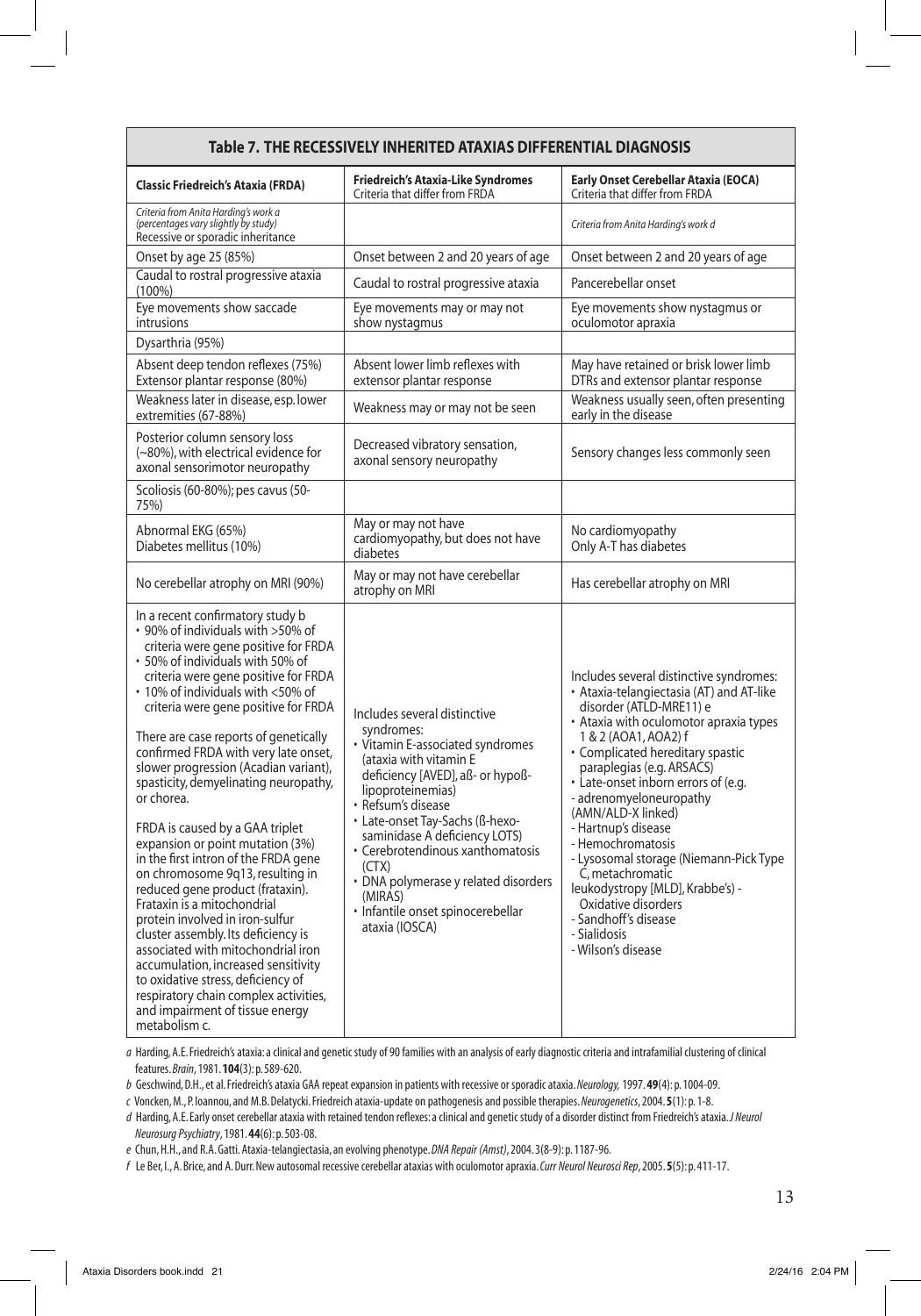## Table 7. THE RECESSIVELY INHERITED ATAXIAS DIFFERENTIAL DIAGNOSIS

| **Classic Friedreich's Ataxia (FRDA)** | **Friedreich's Ataxia-Like Syndromes** Criteria that differ from FRDA | **Early Onset Cerebellar Ataxia (EOCA)** Criteria that differ from FRDA |
|---|---|---|
| *Criteria from Anita Harding's work a (percentages vary slightly by study)* Recessive or sporadic inheritance | | *Criteria from Anita Harding's work d* |
| Onset by age 25 (85%) | Onset between 2 and 20 years of age | Onset between 2 and 20 years of age |
| Caudal to rostral progressive ataxia (100%) | Caudal to rostral progressive ataxia | Pancerebellar onset |
| Eye movements show saccade intrusions | Eye movements may or may not show nystagmus | Eye movements show nystagmus or oculomotor apraxia |
| Dysarthria (95%) | | |
| Absent deep tendon reflexes (75%) Extensor plantar response (80%) | Absent lower limb reflexes with extensor plantar response | May have retained or brisk lower limb DTRs and extensor plantar response |
| Weakness later in disease, esp. lower extremities (67-88%) | Weakness may or may not be seen | Weakness usually seen, often presenting early in the disease |
| Posterior column sensory loss (~80%), with electrical evidence for axonal sensorimotor neuropathy | Decreased vibratory sensation, axonal sensory neuropathy | Sensory changes less commonly seen |
| Scoliosis (60-80%); pes cavus (50-75%) | | |
| Abnormal EKG (65%) Diabetes mellitus (10%) | May or may not have cardiomyopathy, but does not have diabetes | No cardiomyopathy Only A-T has diabetes |
| No cerebellar atrophy on MRI (90%) | May or may not have cerebellar atrophy on MRI | Has cerebellar atrophy on MRI |
| In a recent confirmatory study b<br>• 90% of individuals with >50% of criteria were gene positive for FRDA<br>• 50% of individuals with 50% of criteria were gene positive for FRDA<br>• 10% of individuals with <50% of criteria were gene positive for FRDA<br><br>There are case reports of genetically confirmed FRDA with very late onset, slower progression (Acadian variant), spasticity, demyelinating neuropathy, or chorea.<br><br>FRDA is caused by a GAA triplet expansion or point mutation (3%) in the first intron of the FRDA gene on chromosome 9q13, resulting in reduced gene product (frataxin). Frataxin is a mitochondrial protein involved in iron-sulfur cluster assembly. Its deficiency is associated with mitochondrial iron accumulation, increased sensitivity to oxidative stress, deficiency of respiratory chain complex activities, and impairment of tissue energy metabolism c. | Includes several distinctive syndromes:<br>• Vitamin E-associated syndromes (ataxia with vitamin E deficiency [AVED], aß- or hypoß-lipoproteinemias)<br>• Refsum's disease<br>• Late-onset Tay-Sachs (ß-hexo-saminidase A deficiency LOTS)<br>• Cerebrotendinous xanthomatosis (CTX)<br>• DNA polymerase y related disorders (MIRAS)<br>• Infantile onset spinocerebellar ataxia (IOSCA) | Includes several distinctive syndromes:<br>• Ataxia-telangiectasia (AT) and AT-like disorder (ATLD-MRE11) e<br>• Ataxia with oculomotor apraxia types 1 & 2 (AOA1, AOA2) f<br>• Complicated hereditary spastic paraplegias (e.g. ARSACS)<br>• Late-onset inborn errors of (e.g.<br>- adrenomyeloneuropathy (AMN/ALD-X linked)<br>- Hartnup's disease<br>- Hemochromatosis<br>- Lysosomal storage (Niemann-Pick Type C, metachromatic leukodystropy [MLD], Krabbe's) - Oxidative disorders<br>- Sandhoff's disease<br>- Sialidosis<br>- Wilson's disease |

*a* Harding, A.E. Friedreich's ataxia: a clinical and genetic study of 90 families with an analysis of early diagnostic criteria and intrafamilial clustering of clinical features. *Brain*, 1981. **104**(3): p. 589-620.

*b* Geschwind, D.H., et al. Friedreich's ataxia GAA repeat expansion in patients with recessive or sporadic ataxia. *Neurology,* 1997. **49**(4): p. 1004-09.

*c* Voncken, M., P. Ioannou, and M.B. Delatycki. Friedreich ataxia-update on pathogenesis and possible therapies. *Neurogenetics*, 2004. **5**(1): p. 1-8.

*d* Harding, A.E. Early onset cerebellar ataxia with retained tendon reflexes: a clinical and genetic study of a disorder distinct from Friedreich's ataxia. *J Neurol Neurosurg Psychiatry*, 1981. **44**(6): p. 503-08.

*e* Chun, H.H., and R.A. Gatti. Ataxia-telangiectasia, an evolving phenotype. *DNA Repair (Amst)*, 2004. 3(8-9): p. 1187-96.

*f* Le Ber, I., A. Brice, and A. Durr. New autosomal recessive cerebellar ataxias with oculomotor apraxia. *Curr Neurol Neurosci Rep*, 2005. **5**(5): p. 411-17.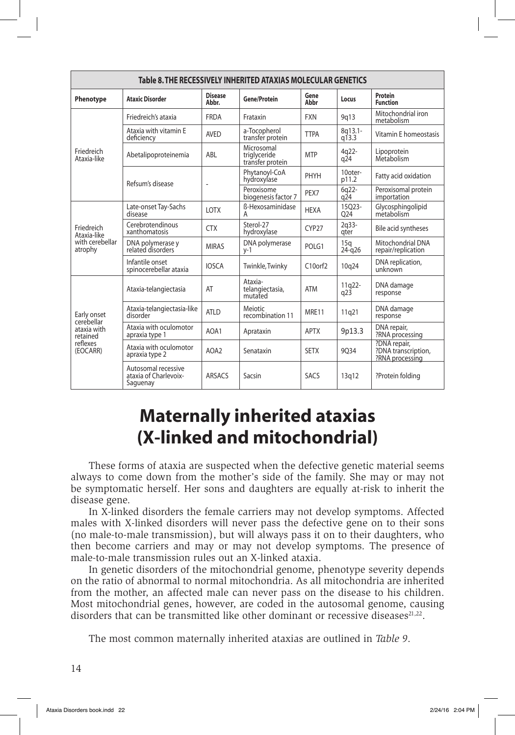| Table 8. THE RECESSIVELY INHERITED ATAXIAS MOLECULAR GENETICS | | | | | | |
|---|---|---|---|---|---|---|
| **Phenotype** | **Ataxic Disorder** | **Disease Abbr.** | **Gene/Protein** | **Gene Abbr** | **Locus** | **Protein Function** |
| Friedreich Ataxia-like | Friedreich's ataxia | FRDA | Frataxin | FXN | 9q13 | Mitochondrial iron metabolism |
| | Ataxia with vitamin E deficiency | AVED | a-Tocopherol transfer protein | TTPA | 8q13.1-q13.3 | Vitamin E homeostasis |
| | Abetalipoproteinemia | ABL | Microsomal triglyceride transfer protein | MTP | 4q22-q24 | Lipoprotein Metabolism |
| | Refsum's disease | - | Phytanoyl-CoA hydroxylase | PHYH | 10oter-p11.2 | Fatty acid oxidation |
| | | | Peroxisome biogenesis factor 7 | PEX7 | 6q22-q24 | Peroxisomal protein importation |
| Friedreich Ataxia-like with cerebellar atrophy | Late-onset Tay-Sachs disease | LOTX | ß-Hexosaminidase A | HEXA | 15Q23-Q24 | Glycosphingolipid metabolism |
| | Cerebrotendinous xanthomatosis | CTX | Sterol-27 hydroxylase | CYP27 | 2q33-qter | Bile acid syntheses |
| | DNA polymerase y related disorders | MIRAS | DNA polymerase y-1 | POLG1 | 15q 24-q26 | Mitochondrial DNA repair/replication |
| | Infantile onset spinocerebellar ataxia | IOSCA | Twinkle, Twinky | C10orf2 | 10q24 | DNA replication, unknown |
| Early onset cerebellar ataxia with retained reflexes (EOCARR) | Ataxia-telangiectasia | AT | Ataxia-telangiectasia, mutated | ATM | 11q22-q23 | DNA damage response |
| | Ataxia-telangiectasia-like disorder | ATLD | Meiotic recombination 11 | MRE11 | 11q21 | DNA damage response |
| | Ataxia with oculomotor apraxia type 1 | AOA1 | Aprataxin | APTX | 9p13.3 | DNA repair, ?RNA processing |
| | Ataxia with oculomotor apraxia type 2 | AOA2 | Senataxin | SETX | 9Q34 | ?DNA repair, ?DNA transcription, ?RNA processing |
| | Autosomal recessive ataxia of Charlevoix-Saguenay | ARSACS | Sacsin | SACS | 13q12 | ?Protein folding |

# Maternally inherited ataxias (X-linked and mitochondrial)

These forms of ataxia are suspected when the defective genetic material seems always to come down from the mother's side of the family. She may or may not be symptomatic herself. Her sons and daughters are equally at-risk to inherit the disease gene.

In X-linked disorders the female carriers may not develop symptoms. Affected males with X-linked disorders will never pass the defective gene on to their sons (no male-to-male transmission), but will always pass it on to their daughters, who then become carriers and may or may not develop symptoms. The presence of male-to-male transmission rules out an X-linked ataxia.

In genetic disorders of the mitochondrial genome, phenotype severity depends on the ratio of abnormal to normal mitochondria. As all mitochondria are inherited from the mother, an affected male can never pass on the disease to his children. Most mitochondrial genes, however, are coded in the autosomal genome, causing disorders that can be transmitted like other dominant or recessive diseases[21,22].

The most common maternally inherited ataxias are outlined in *Table 9*.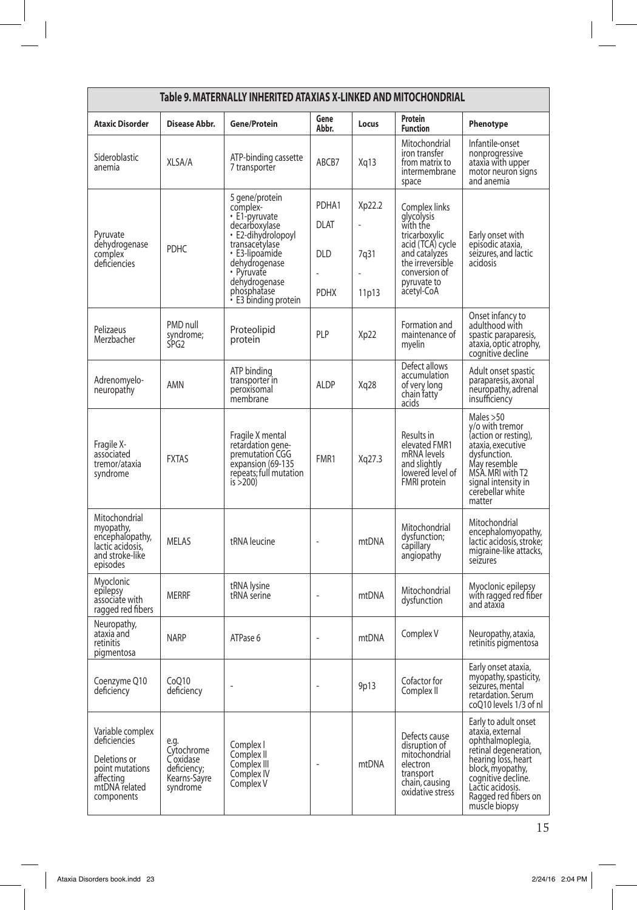| Table 9. MATERNALLY INHERITED ATAXIAS X-LINKED AND MITOCHONDRIAL | | | | | | |
|---|---|---|---|---|---|---|
| **Ataxic Disorder** | **Disease Abbr.** | **Gene/Protein** | **Gene Abbr.** | **Locus** | **Protein Function** | **Phenotype** |
| Sideroblastic anemia | XLSA/A | ATP-binding cassette 7 transporter | ABCB7 | Xq13 | Mitochondrial iron transfer from matrix to intermembrane space | Infantile-onset nonprogressive ataxia with upper motor neuron signs and anemia |
| Pyruvate dehydrogenase complex deficiencies | PDHC | 5 gene/protein complex- • E1-pyruvate decarboxylase • E2-dihydrolopoyl transacetylase • E3-lipoamide dehydrogenase • Pyruvate dehydrogenase phosphatase • E3 binding protein | PDHA1<br>DLAT<br>DLD<br>-<br>PDHX | Xp22.2<br>-<br>7q31<br>-<br>11p13 | Complex links glycolysis with the tricarboxylic acid (TCA) cycle and catalyzes the irreversible conversion of pyruvate to acetyl-CoA | Early onset with episodic ataxia, seizures, and lactic acidosis |
| Pelizaeus Merzbacher | PMD null syndrome; SPG2 | Proteolipid protein | PLP | Xp22 | Formation and maintenance of myelin | Onset infancy to adulthood with spastic paraparesis, ataxia, optic atrophy, cognitive decline |
| Adrenomyelo-neuropathy | AMN | ATP binding transporter in peroxisomal membrane | ALDP | Xq28 | Defect allows accumulation of very long chain fatty acids | Adult onset spastic paraparesis, axonal neuropathy, adrenal insufficiency |
| Fragile X-associated tremor/ataxia syndrome | FXTAS | Fragile X mental retardation gene-premutation CGG expansion (69-135 repeats; full mutation is >200) | FMR1 | Xq27.3 | Results in elevated FMR1 mRNA levels and slightly lowered level of FMRI protein | Males >50 y/o with tremor (action or resting), ataxia, executive dysfunction. May resemble MSA. MRI with T2 signal intensity in cerebellar white matter |
| Mitochondrial myopathy, encephalopathy, lactic acidosis, and stroke-like episodes | MELAS | tRNA leucine | - | mtDNA | Mitochondrial dysfunction; capillary angiopathy | Mitochondrial encephalomyopathy, lactic acidosis, stroke; migraine-like attacks, seizures |
| Myoclonic epilepsy associate with ragged red fibers | MERRF | tRNA lysine<br>tRNA serine | - | mtDNA | Mitochondrial dysfunction | Myoclonic epilepsy with ragged red fiber and ataxia |
| Neuropathy, ataxia and retinitis pigmentosa | NARP | ATPase 6 | - | mtDNA | Complex V | Neuropathy, ataxia, retinitis pigmentosa |
| Coenzyme Q10 deficiency | CoQ10 deficiency | - | - | 9p13 | Cofactor for Complex II | Early onset ataxia, myopathy, spasticity, seizures, mental retardation. Serum coQ10 levels 1/3 of nl |
| Variable complex deficiencies<br><br>Deletions or point mutations affecting mtDNA related components | e.g. Cytochrome C oxidase deficiency; Kearns-Sayre syndrome | Complex I<br>Complex II<br>Complex III<br>Complex IV<br>Complex V | - | mtDNA | Defects cause disruption of mitochondrial electron transport chain, causing oxidative stress | Early to adult onset ataxia, external ophthalmoplegia, retinal degeneration, hearing loss, heart block, myopathy, cognitive decline. Lactic acidosis. Ragged red fibers on muscle biopsy |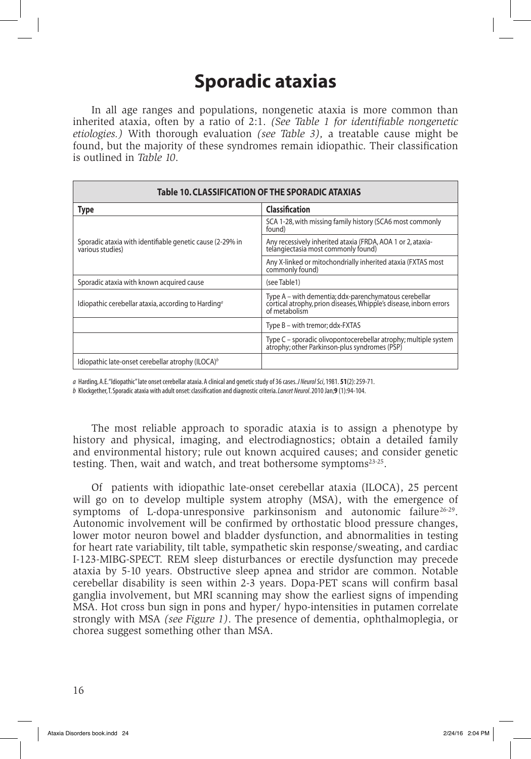# Sporadic ataxias

In all age ranges and populations, nongenetic ataxia is more common than inherited ataxia, often by a ratio of 2:1. *(See Table 1 for identifiable nongenetic etiologies.)* With thorough evaluation *(see Table 3)*, a treatable cause might be found, but the majority of these syndromes remain idiopathic. Their classification is outlined in *Table 10*.

| **Table 10. CLASSIFICATION OF THE SPORADIC ATAXIAS** | |
|---|---|
| **Type** | **Classification** |
| Sporadic ataxia with identifiable genetic cause (2-29% in various studies) | SCA 1-28, with missing family history (SCA6 most commonly found) |
| | Any recessively inherited ataxia (FRDA, AOA 1 or 2, ataxia-telangiectasia most commonly found) |
| | Any X-linked or mitochondrially inherited ataxia (FXTAS most commonly found) |
| Sporadic ataxia with known acquired cause | (see Table1) |
| Idiopathic cerebellar ataxia, according to Harding[a] | Type A – with dementia; ddx-parenchymatous cerebellar cortical atrophy, prion diseases, Whipple's disease, inborn errors of metabolism |
| | Type B – with tremor; ddx-FXTAS |
| | Type C – sporadic olivopontocerebellar atrophy; multiple system atrophy; other Parkinson-plus syndromes (PSP) |
| Idiopathic late-onset cerebellar atrophy (ILOCA)[b] | |

*a* Harding, A.E. "Idiopathic" late onset cerebellar ataxia. A clinical and genetic study of 36 cases. *J Neurol Sci*, 1981. **51**(2): 259-71.

*b* Klockgether, T. Sporadic ataxia with adult onset: classification and diagnostic criteria. *Lancet Neurol*. 2010 Jan;**9** (1):94-104.

The most reliable approach to sporadic ataxia is to assign a phenotype by history and physical, imaging, and electrodiagnostics; obtain a detailed family and environmental history; rule out known acquired causes; and consider genetic testing. Then, wait and watch, and treat bothersome symptoms[23-25].

Of patients with idiopathic late-onset cerebellar ataxia (ILOCA), 25 percent will go on to develop multiple system atrophy (MSA), with the emergence of symptoms of L-dopa-unresponsive parkinsonism and autonomic failure[26-29]. Autonomic involvement will be confirmed by orthostatic blood pressure changes, lower motor neuron bowel and bladder dysfunction, and abnormalities in testing for heart rate variability, tilt table, sympathetic skin response/sweating, and cardiac I-123-MIBG-SPECT. REM sleep disturbances or erectile dysfunction may precede ataxia by 5-10 years. Obstructive sleep apnea and stridor are common. Notable cerebellar disability is seen within 2-3 years. Dopa-PET scans will confirm basal ganglia involvement, but MRI scanning may show the earliest signs of impending MSA. Hot cross bun sign in pons and hyper/ hypo-intensities in putamen correlate strongly with MSA *(see Figure 1)*. The presence of dementia, ophthalmoplegia, or chorea suggest something other than MSA.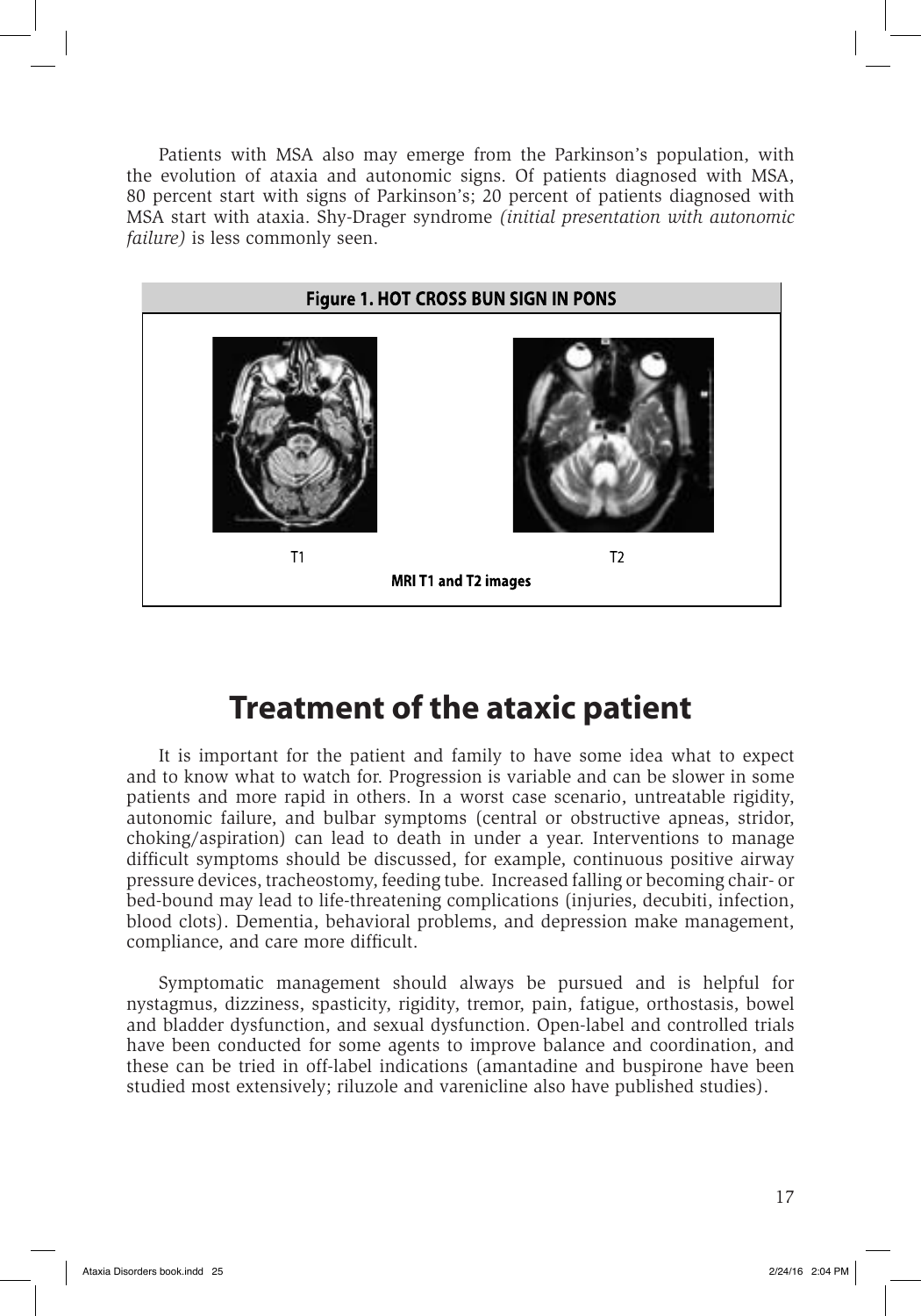Patients with MSA also may emerge from the Parkinson's population, with the evolution of ataxia and autonomic signs. Of patients diagnosed with MSA, 80 percent start with signs of Parkinson's; 20 percent of patients diagnosed with MSA start with ataxia. Shy-Drager syndrome *(initial presentation with autonomic failure)* is less commonly seen.

**Figure 1. HOT CROSS BUN SIGN IN PONS**

T1 T2

**MRI T1 and T2 images**

# Treatment of the ataxic patient

It is important for the patient and family to have some idea what to expect and to know what to watch for. Progression is variable and can be slower in some patients and more rapid in others. In a worst case scenario, untreatable rigidity, autonomic failure, and bulbar symptoms (central or obstructive apneas, stridor, choking/aspiration) can lead to death in under a year. Interventions to manage difficult symptoms should be discussed, for example, continuous positive airway pressure devices, tracheostomy, feeding tube. Increased falling or becoming chair- or bed-bound may lead to life-threatening complications (injuries, decubiti, infection, blood clots). Dementia, behavioral problems, and depression make management, compliance, and care more difficult.

Symptomatic management should always be pursued and is helpful for nystagmus, dizziness, spasticity, rigidity, tremor, pain, fatigue, orthostasis, bowel and bladder dysfunction, and sexual dysfunction. Open-label and controlled trials have been conducted for some agents to improve balance and coordination, and these can be tried in off-label indications (amantadine and buspirone have been studied most extensively; riluzole and varenicline also have published studies).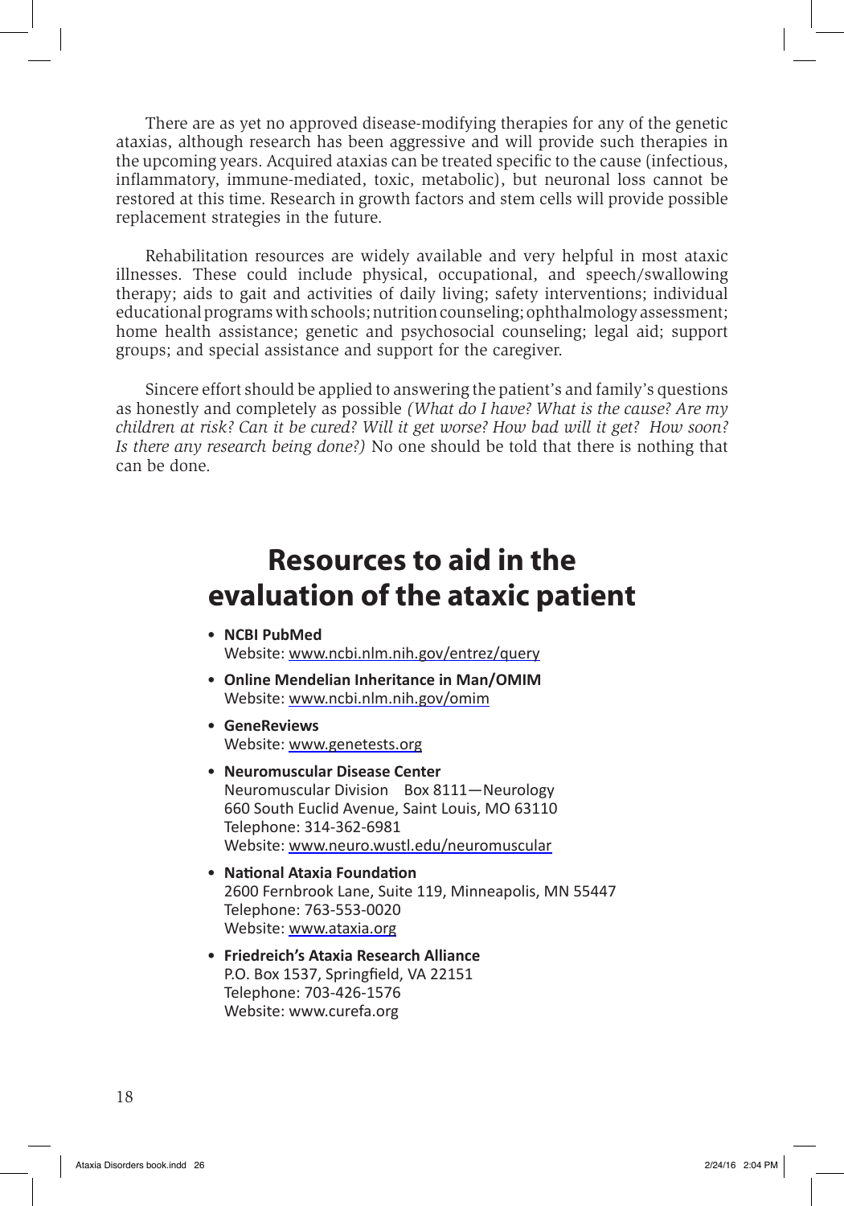There are as yet no approved disease-modifying therapies for any of the genetic ataxias, although research has been aggressive and will provide such therapies in the upcoming years. Acquired ataxias can be treated specific to the cause (infectious, inflammatory, immune-mediated, toxic, metabolic), but neuronal loss cannot be restored at this time. Research in growth factors and stem cells will provide possible replacement strategies in the future.

Rehabilitation resources are widely available and very helpful in most ataxic illnesses. These could include physical, occupational, and speech/swallowing therapy; aids to gait and activities of daily living; safety interventions; individual educational programs with schools; nutrition counseling; ophthalmology assessment; home health assistance; genetic and psychosocial counseling; legal aid; support groups; and special assistance and support for the caregiver.

Sincere effort should be applied to answering the patient's and family's questions as honestly and completely as possible *(What do I have? What is the cause? Are my children at risk? Can it be cured? Will it get worse? How bad will it get? How soon? Is there any research being done?)* No one should be told that there is nothing that can be done.

# Resources to aid in the evaluation of the ataxic patient

- **NCBI PubMed**
  Website: www.ncbi.nlm.nih.gov/entrez/query
- **Online Mendelian Inheritance in Man/OMIM**
  Website: www.ncbi.nlm.nih.gov/omim
- **GeneReviews**
  Website: www.genetests.org
- **Neuromuscular Disease Center**
  Neuromuscular Division Box 8111—Neurology
  660 South Euclid Avenue, Saint Louis, MO 63110
  Telephone: 314-362-6981
  Website: www.neuro.wustl.edu/neuromuscular
- **National Ataxia Foundation**
  2600 Fernbrook Lane, Suite 119, Minneapolis, MN 55447
  Telephone: 763-553-0020
  Website: www.ataxia.org
- **Friedreich's Ataxia Research Alliance**
  P.O. Box 1537, Springfield, VA 22151
  Telephone: 703-426-1576
  Website: www.curefa.org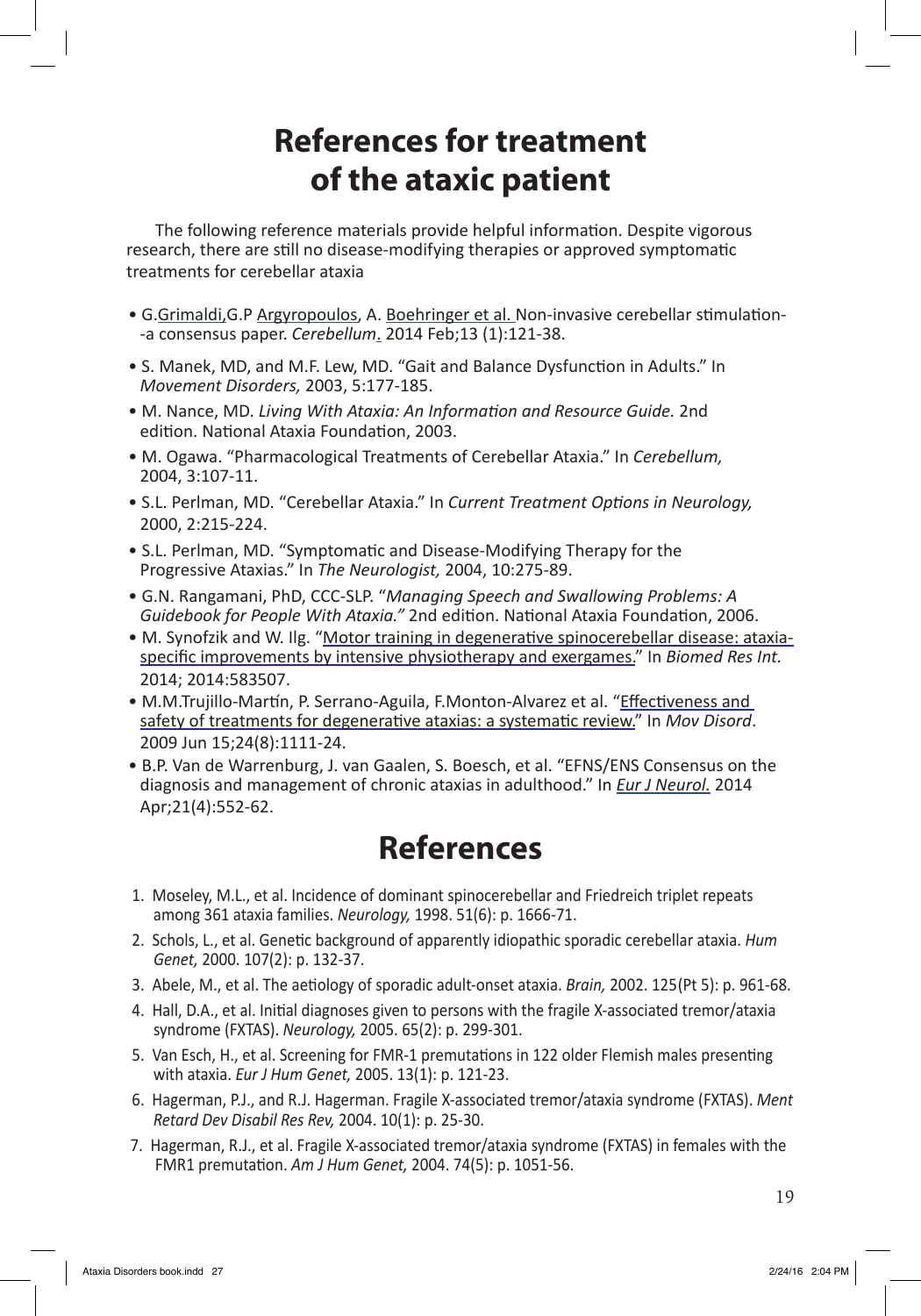# References for treatment of the ataxic patient

The following reference materials provide helpful information. Despite vigorous research, there are still no disease-modifying therapies or approved symptomatic treatments for cerebellar ataxia

- G.Grimaldi,G.P Argyropoulos, A. Boehringer et al. Non-invasive cerebellar stimulation--a consensus paper. *Cerebellum*. 2014 Feb;13 (1):121-38.
- S. Manek, MD, and M.F. Lew, MD. "Gait and Balance Dysfunction in Adults." In *Movement Disorders,* 2003, 5:177-185.
- M. Nance, MD. *Living With Ataxia: An Information and Resource Guide.* 2nd edition. National Ataxia Foundation, 2003.
- M. Ogawa. "Pharmacological Treatments of Cerebellar Ataxia." In *Cerebellum,* 2004, 3:107-11.
- S.L. Perlman, MD. "Cerebellar Ataxia." In *Current Treatment Options in Neurology,* 2000, 2:215-224.
- S.L. Perlman, MD. "Symptomatic and Disease-Modifying Therapy for the Progressive Ataxias." In *The Neurologist,* 2004, 10:275-89.
- G.N. Rangamani, PhD, CCC-SLP. "*Managing Speech and Swallowing Problems: A Guidebook for People With Ataxia."* 2nd edition. National Ataxia Foundation, 2006.
- M. Synofzik and W. Ilg. "Motor training in degenerative spinocerebellar disease: ataxia-specific improvements by intensive physiotherapy and exergames." In *Biomed Res Int.* 2014; 2014:583507.
- M.M.Trujillo-Martín, P. Serrano-Aguila, F.Monton-Alvarez et al. "Effectiveness and safety of treatments for degenerative ataxias: a systematic review." In *Mov Disord*. 2009 Jun 15;24(8):1111-24.
- B.P. Van de Warrenburg, J. van Gaalen, S. Boesch, et al. "EFNS/ENS Consensus on the diagnosis and management of chronic ataxias in adulthood." In *Eur J Neurol.* 2014 Apr;21(4):552-62.

# References

1. Moseley, M.L., et al. Incidence of dominant spinocerebellar and Friedreich triplet repeats among 361 ataxia families. *Neurology,* 1998. 51(6): p. 1666-71.
2. Schols, L., et al. Genetic background of apparently idiopathic sporadic cerebellar ataxia. *Hum Genet,* 2000. 107(2): p. 132-37.
3. Abele, M., et al. The aetiology of sporadic adult-onset ataxia. *Brain,* 2002. 125(Pt 5): p. 961-68.
4. Hall, D.A., et al. Initial diagnoses given to persons with the fragile X-associated tremor/ataxia syndrome (FXTAS). *Neurology,* 2005. 65(2): p. 299-301.
5. Van Esch, H., et al. Screening for FMR-1 premutations in 122 older Flemish males presenting with ataxia. *Eur J Hum Genet,* 2005. 13(1): p. 121-23.
6. Hagerman, P.J., and R.J. Hagerman. Fragile X-associated tremor/ataxia syndrome (FXTAS). *Ment Retard Dev Disabil Res Rev,* 2004. 10(1): p. 25-30.
7. Hagerman, R.J., et al. Fragile X-associated tremor/ataxia syndrome (FXTAS) in females with the FMR1 premutation. *Am J Hum Genet,* 2004. 74(5): p. 1051-56.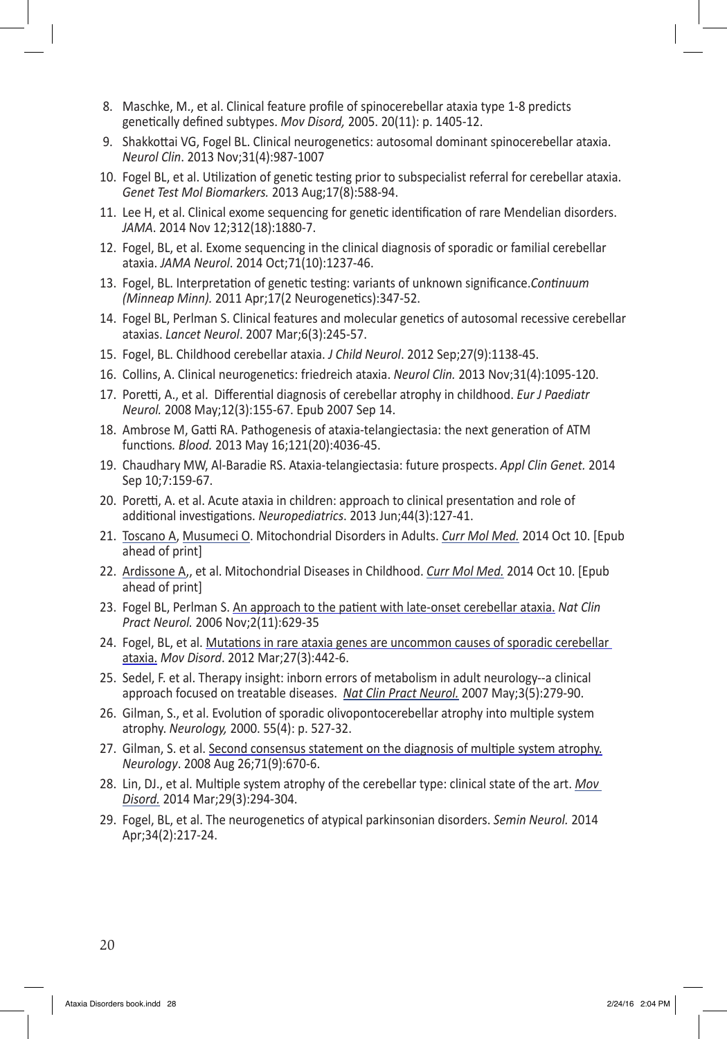8. Maschke, M., et al. Clinical feature profile of spinocerebellar ataxia type 1-8 predicts genetically defined subtypes. *Mov Disord,* 2005. 20(11): p. 1405-12.
9. Shakkottai VG, Fogel BL. Clinical neurogenetics: autosomal dominant spinocerebellar ataxia. *Neurol Clin*. 2013 Nov;31(4):987-1007
10. Fogel BL, et al. Utilization of genetic testing prior to subspecialist referral for cerebellar ataxia. *Genet Test Mol Biomarkers.* 2013 Aug;17(8):588-94.
11. Lee H, et al. Clinical exome sequencing for genetic identification of rare Mendelian disorders. *JAMA*. 2014 Nov 12;312(18):1880-7.
12. Fogel, BL, et al. Exome sequencing in the clinical diagnosis of sporadic or familial cerebellar ataxia. *JAMA Neurol*. 2014 Oct;71(10):1237-46.
13. Fogel, BL. Interpretation of genetic testing: variants of unknown significance.*Continuum (Minneap Minn).* 2011 Apr;17(2 Neurogenetics):347-52.
14. Fogel BL, Perlman S. Clinical features and molecular genetics of autosomal recessive cerebellar ataxias. *Lancet Neurol*. 2007 Mar;6(3):245-57.
15. Fogel, BL. Childhood cerebellar ataxia. *J Child Neurol*. 2012 Sep;27(9):1138-45.
16. Collins, A. Clinical neurogenetics: friedreich ataxia. *Neurol Clin.* 2013 Nov;31(4):1095-120.
17. Poretti, A., et al. Differential diagnosis of cerebellar atrophy in childhood. *Eur J Paediatr Neurol.* 2008 May;12(3):155-67. Epub 2007 Sep 14.
18. Ambrose M, Gatti RA. Pathogenesis of ataxia-telangiectasia: the next generation of ATM functions*. Blood.* 2013 May 16;121(20):4036-45.
19. Chaudhary MW, Al-Baradie RS. Ataxia-telangiectasia: future prospects. *Appl Clin Genet.* 2014 Sep 10;7:159-67.
20. Poretti, A. et al. Acute ataxia in children: approach to clinical presentation and role of additional investigations. *Neuropediatrics*. 2013 Jun;44(3):127-41.
21. Toscano A, Musumeci O. Mitochondrial Disorders in Adults. *Curr Mol Med.* 2014 Oct 10. [Epub ahead of print]
22. Ardissone A,, et al. Mitochondrial Diseases in Childhood. *Curr Mol Med.* 2014 Oct 10. [Epub ahead of print]
23. Fogel BL, Perlman S. An approach to the patient with late-onset cerebellar ataxia. *Nat Clin Pract Neurol.* 2006 Nov;2(11):629-35
24. Fogel, BL, et al. Mutations in rare ataxia genes are uncommon causes of sporadic cerebellar ataxia. *Mov Disord*. 2012 Mar;27(3):442-6.
25. Sedel, F. et al. Therapy insight: inborn errors of metabolism in adult neurology--a clinical approach focused on treatable diseases. *Nat Clin Pract Neurol.* 2007 May;3(5):279-90.
26. Gilman, S., et al. Evolution of sporadic olivopontocerebellar atrophy into multiple system atrophy. *Neurology,* 2000. 55(4): p. 527-32.
27. Gilman, S. et al. Second consensus statement on the diagnosis of multiple system atrophy. *Neurology*. 2008 Aug 26;71(9):670-6.
28. Lin, DJ., et al. Multiple system atrophy of the cerebellar type: clinical state of the art. *Mov Disord.* 2014 Mar;29(3):294-304.
29. Fogel, BL, et al. The neurogenetics of atypical parkinsonian disorders. *Semin Neurol.* 2014 Apr;34(2):217-24.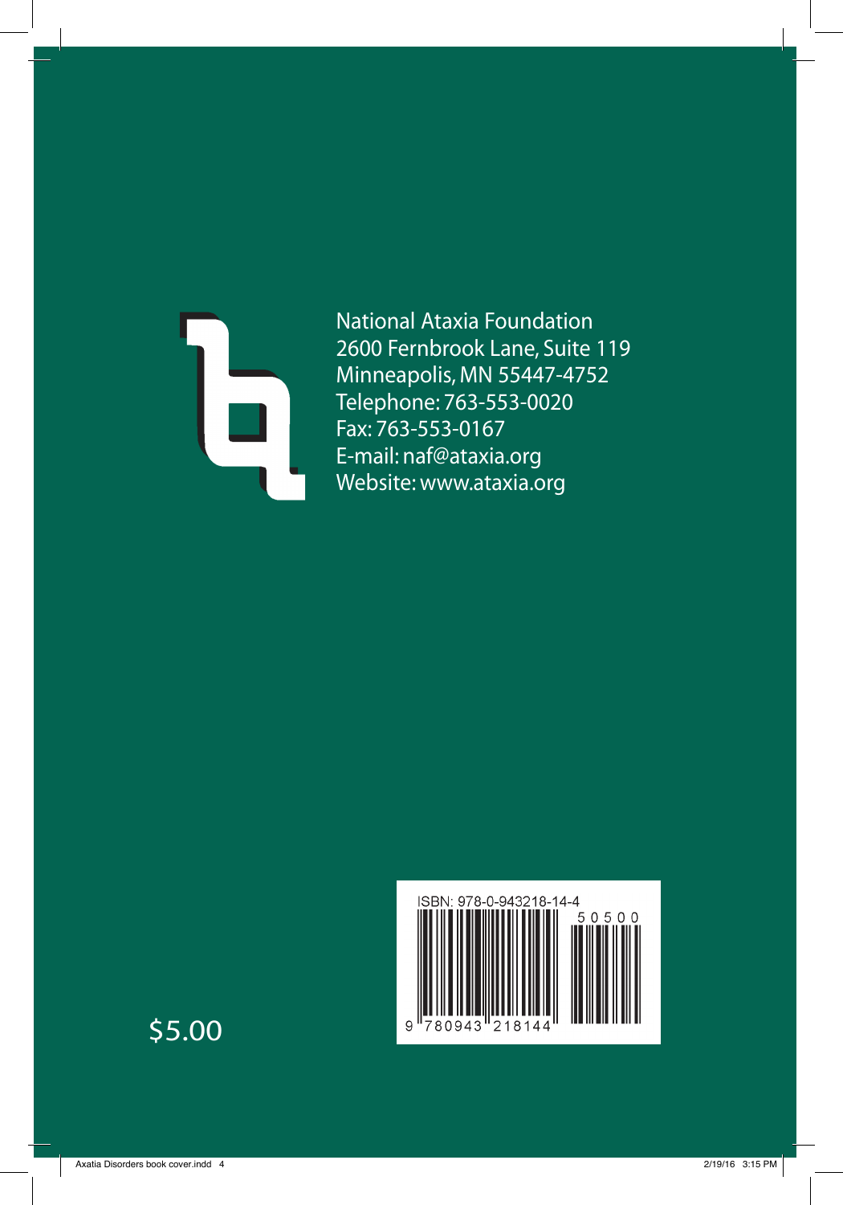National Ataxia Foundation
2600 Fernbrook Lane, Suite 119
Minneapolis, MN 55447-4752
Telephone: 763-553-0020
Fax: 763-553-0167
E-mail: naf@ataxia.org
Website: www.ataxia.org

ISBN: 978-0-943218-14-4

$5.00